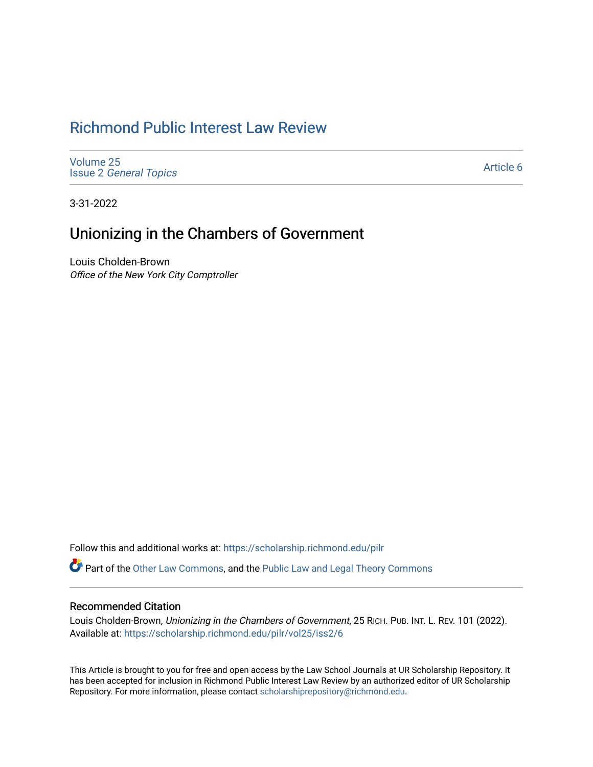# Richmond Public Interest Law Review

Volume 25
Issue 2 *General Topics*

Article 6

3-31-2022

## Unionizing in the Chambers of Government

Louis Cholden-Brown
*Office of the New York City Comptroller*

Follow this and additional works at: https://scholarship.richmond.edu/pilr

Part of the Other Law Commons, and the Public Law and Legal Theory Commons

### Recommended Citation

Louis Cholden-Brown, *Unionizing in the Chambers of Government*, 25 RICH. PUB. INT. L. REV. 101 (2022).
Available at: https://scholarship.richmond.edu/pilr/vol25/iss2/6

This Article is brought to you for free and open access by the Law School Journals at UR Scholarship Repository. It has been accepted for inclusion in Richmond Public Interest Law Review by an authorized editor of UR Scholarship Repository. For more information, please contact scholarshiprepository@richmond.edu.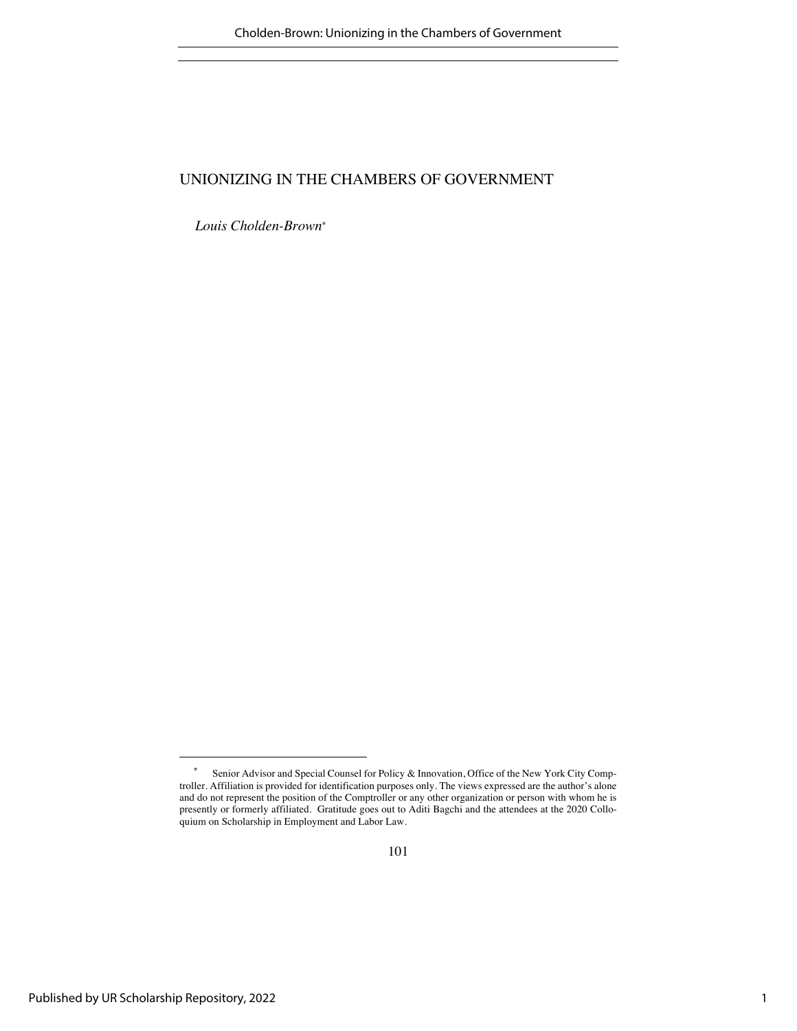# UNIONIZING IN THE CHAMBERS OF GOVERNMENT

*Louis Cholden-Brown*[*]

[*] Senior Advisor and Special Counsel for Policy & Innovation, Office of the New York City Comptroller. Affiliation is provided for identification purposes only. The views expressed are the author's alone and do not represent the position of the Comptroller or any other organization or person with whom he is presently or formerly affiliated. Gratitude goes out to Aditi Bagchi and the attendees at the 2020 Colloquium on Scholarship in Employment and Labor Law.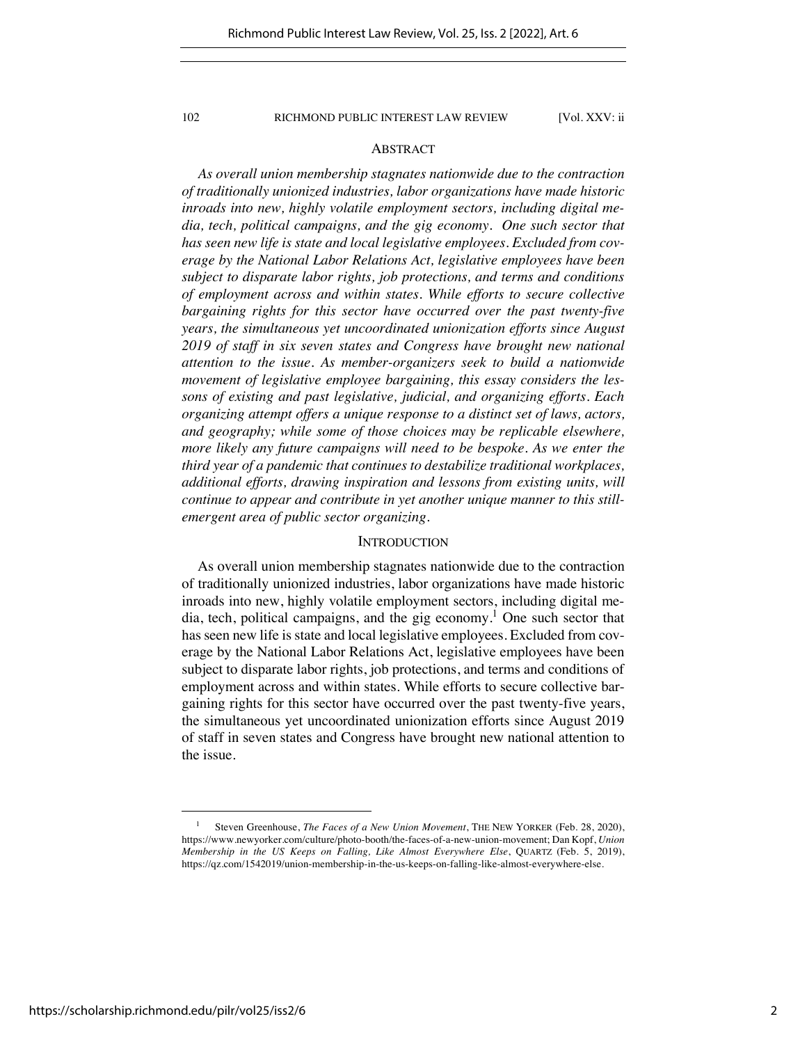## ABSTRACT

*As overall union membership stagnates nationwide due to the contraction of traditionally unionized industries, labor organizations have made historic inroads into new, highly volatile employment sectors, including digital media, tech, political campaigns, and the gig economy. One such sector that has seen new life is state and local legislative employees. Excluded from coverage by the National Labor Relations Act, legislative employees have been subject to disparate labor rights, job protections, and terms and conditions of employment across and within states. While efforts to secure collective bargaining rights for this sector have occurred over the past twenty-five years, the simultaneous yet uncoordinated unionization efforts since August 2019 of staff in six seven states and Congress have brought new national attention to the issue. As member-organizers seek to build a nationwide movement of legislative employee bargaining, this essay considers the lessons of existing and past legislative, judicial, and organizing efforts. Each organizing attempt offers a unique response to a distinct set of laws, actors, and geography; while some of those choices may be replicable elsewhere, more likely any future campaigns will need to be bespoke. As we enter the third year of a pandemic that continues to destabilize traditional workplaces, additional efforts, drawing inspiration and lessons from existing units, will continue to appear and contribute in yet another unique manner to this still-emergent area of public sector organizing.*

## INTRODUCTION

As overall union membership stagnates nationwide due to the contraction of traditionally unionized industries, labor organizations have made historic inroads into new, highly volatile employment sectors, including digital media, tech, political campaigns, and the gig economy.[1] One such sector that has seen new life is state and local legislative employees. Excluded from coverage by the National Labor Relations Act, legislative employees have been subject to disparate labor rights, job protections, and terms and conditions of employment across and within states. While efforts to secure collective bargaining rights for this sector have occurred over the past twenty-five years, the simultaneous yet uncoordinated unionization efforts since August 2019 of staff in seven states and Congress have brought new national attention to the issue.

---

[1] Steven Greenhouse, *The Faces of a New Union Movement*, THE NEW YORKER (Feb. 28, 2020), https://www.newyorker.com/culture/photo-booth/the-faces-of-a-new-union-movement; Dan Kopf, *Union Membership in the US Keeps on Falling, Like Almost Everywhere Else*, QUARTZ (Feb. 5, 2019), https://qz.com/1542019/union-membership-in-the-us-keeps-on-falling-like-almost-everywhere-else.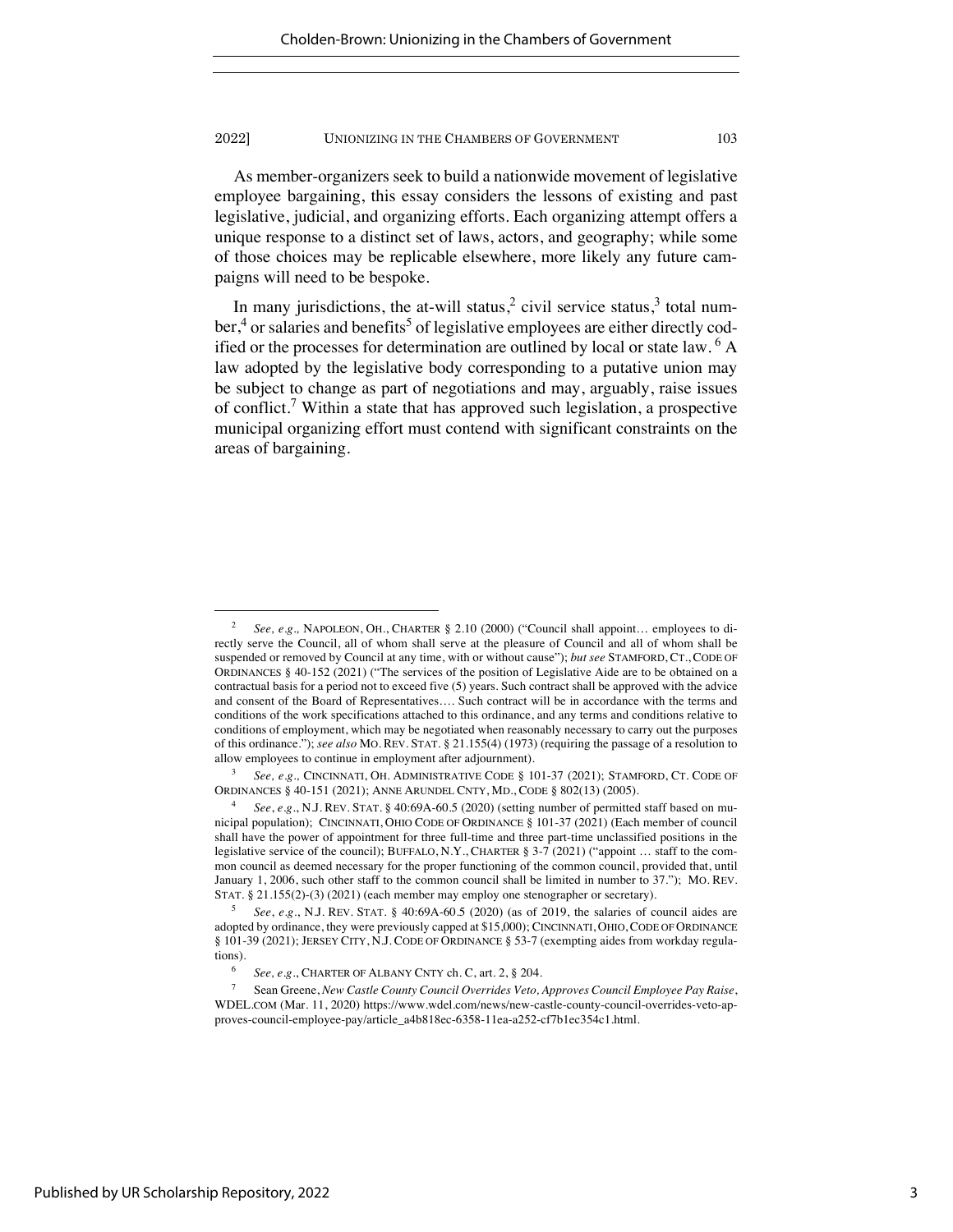As member-organizers seek to build a nationwide movement of legislative employee bargaining, this essay considers the lessons of existing and past legislative, judicial, and organizing efforts. Each organizing attempt offers a unique response to a distinct set of laws, actors, and geography; while some of those choices may be replicable elsewhere, more likely any future campaigns will need to be bespoke.

In many jurisdictions, the at-will status,[2] civil service status,[3] total number,[4] or salaries and benefits[5] of legislative employees are either directly codified or the processes for determination are outlined by local or state law.[6] A law adopted by the legislative body corresponding to a putative union may be subject to change as part of negotiations and may, arguably, raise issues of conflict.[7] Within a state that has approved such legislation, a prospective municipal organizing effort must contend with significant constraints on the areas of bargaining.

---

[2] *See, e.g.,* NAPOLEON, OH., CHARTER § 2.10 (2000) ("Council shall appoint… employees to directly serve the Council, all of whom shall serve at the pleasure of Council and all of whom shall be suspended or removed by Council at any time, with or without cause"); *but see* STAMFORD, CT., CODE OF ORDINANCES § 40-152 (2021) ("The services of the position of Legislative Aide are to be obtained on a contractual basis for a period not to exceed five (5) years. Such contract shall be approved with the advice and consent of the Board of Representatives…. Such contract will be in accordance with the terms and conditions of the work specifications attached to this ordinance, and any terms and conditions relative to conditions of employment, which may be negotiated when reasonably necessary to carry out the purposes of this ordinance."); *see also* MO. REV. STAT. § 21.155(4) (1973) (requiring the passage of a resolution to allow employees to continue in employment after adjournment).

[3] *See, e.g.,* CINCINNATI, OH. ADMINISTRATIVE CODE § 101-37 (2021); STAMFORD, CT. CODE OF ORDINANCES § 40-151 (2021); ANNE ARUNDEL CNTY, MD., CODE § 802(13) (2005).

[4] *See, e.g.*, N.J. REV. STAT. § 40:69A-60.5 (2020) (setting number of permitted staff based on municipal population); CINCINNATI, OHIO CODE OF ORDINANCE § 101-37 (2021) (Each member of council shall have the power of appointment for three full-time and three part-time unclassified positions in the legislative service of the council); BUFFALO, N.Y., CHARTER § 3-7 (2021) ("appoint … staff to the common council as deemed necessary for the proper functioning of the common council, provided that, until January 1, 2006, such other staff to the common council shall be limited in number to 37."); MO. REV. STAT. § 21.155(2)-(3) (2021) (each member may employ one stenographer or secretary).

[5] *See, e.g.*, N.J. REV. STAT. § 40:69A-60.5 (2020) (as of 2019, the salaries of council aides are adopted by ordinance, they were previously capped at $15,000); CINCINNATI, OHIO, CODE OF ORDINANCE § 101-39 (2021); JERSEY CITY, N.J. CODE OF ORDINANCE § 53-7 (exempting aides from workday regulations).

[6] *See, e.g.*, CHARTER OF ALBANY CNTY ch. C, art. 2, § 204.

[7] Sean Greene, *New Castle County Council Overrides Veto, Approves Council Employee Pay Raise*, WDEL.COM (Mar. 11, 2020) https://www.wdel.com/news/new-castle-county-council-overrides-veto-approves-council-employee-pay/article_a4b818ec-6358-11ea-a252-cf7b1ec354c1.html.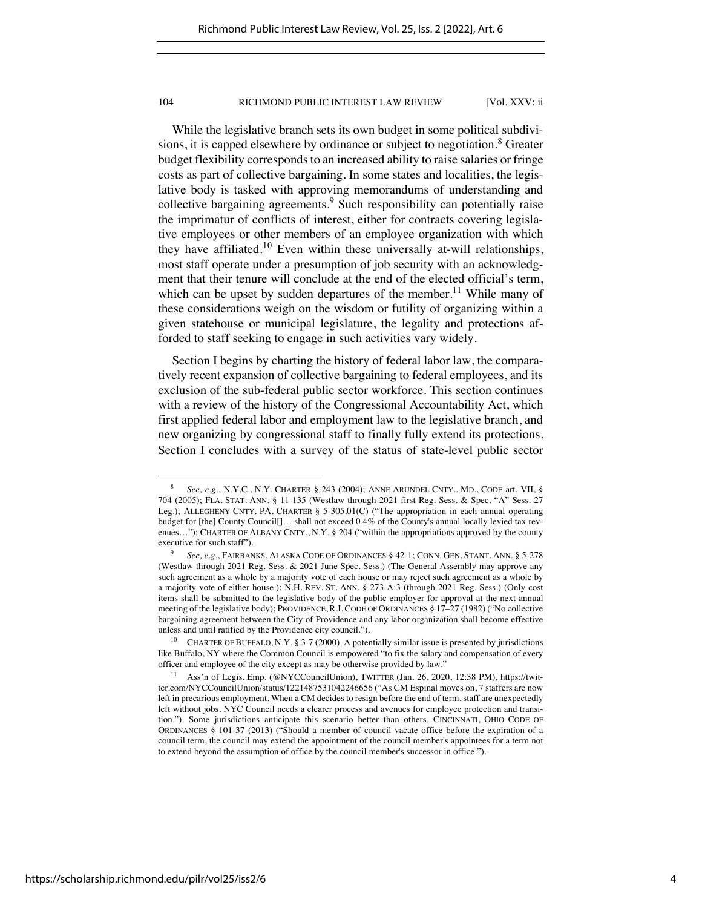While the legislative branch sets its own budget in some political subdivisions, it is capped elsewhere by ordinance or subject to negotiation.[8] Greater budget flexibility corresponds to an increased ability to raise salaries or fringe costs as part of collective bargaining. In some states and localities, the legislative body is tasked with approving memorandums of understanding and collective bargaining agreements.[9] Such responsibility can potentially raise the imprimatur of conflicts of interest, either for contracts covering legislative employees or other members of an employee organization with which they have affiliated.[10] Even within these universally at-will relationships, most staff operate under a presumption of job security with an acknowledgment that their tenure will conclude at the end of the elected official's term, which can be upset by sudden departures of the member.[11] While many of these considerations weigh on the wisdom or futility of organizing within a given statehouse or municipal legislature, the legality and protections afforded to staff seeking to engage in such activities vary widely.

Section I begins by charting the history of federal labor law, the comparatively recent expansion of collective bargaining to federal employees, and its exclusion of the sub-federal public sector workforce. This section continues with a review of the history of the Congressional Accountability Act, which first applied federal labor and employment law to the legislative branch, and new organizing by congressional staff to finally fully extend its protections. Section I concludes with a survey of the status of state-level public sector

---

[8] *See, e.g.*, N.Y.C., N.Y. CHARTER § 243 (2004); ANNE ARUNDEL CNTY., MD., CODE art. VII, § 704 (2005); FLA. STAT. ANN. § 11-135 (Westlaw through 2021 first Reg. Sess. & Spec. "A" Sess. 27 Leg.); ALLEGHENY CNTY. PA. CHARTER § 5-305.01(C) ("The appropriation in each annual operating budget for [the] County Council[]… shall not exceed 0.4% of the County's annual locally levied tax revenues…"); CHARTER OF ALBANY CNTY., N.Y. § 204 ("within the appropriations approved by the county executive for such staff").

[9] *See, e.g.*, FAIRBANKS, ALASKA CODE OF ORDINANCES § 42-1; CONN. GEN. STANT. ANN. § 5-278 (Westlaw through 2021 Reg. Sess. & 2021 June Spec. Sess.) (The General Assembly may approve any such agreement as a whole by a majority vote of each house or may reject such agreement as a whole by a majority vote of either house.); N.H. REV. ST. ANN. § 273-A:3 (through 2021 Reg. Sess.) (Only cost items shall be submitted to the legislative body of the public employer for approval at the next annual meeting of the legislative body); PROVIDENCE, R.I. CODE OF ORDINANCES § 17–27 (1982) ("No collective bargaining agreement between the City of Providence and any labor organization shall become effective unless and until ratified by the Providence city council.").

[10] CHARTER OF BUFFALO, N.Y. § 3-7 (2000). A potentially similar issue is presented by jurisdictions like Buffalo, NY where the Common Council is empowered "to fix the salary and compensation of every officer and employee of the city except as may be otherwise provided by law."

[11] Ass'n of Legis. Emp. (@NYCCouncilUnion), TWITTER (Jan. 26, 2020, 12:38 PM), https://twitter.com/NYCCouncilUnion/status/1221487531042246656 ("As CM Espinal moves on, 7 staffers are now left in precarious employment. When a CM decides to resign before the end of term, staff are unexpectedly left without jobs. NYC Council needs a clearer process and avenues for employee protection and transition."). Some jurisdictions anticipate this scenario better than others. CINCINNATI, OHIO CODE OF ORDINANCES § 101-37 (2013) ("Should a member of council vacate office before the expiration of a council term, the council may extend the appointment of the council member's appointees for a term not to extend beyond the assumption of office by the council member's successor in office.").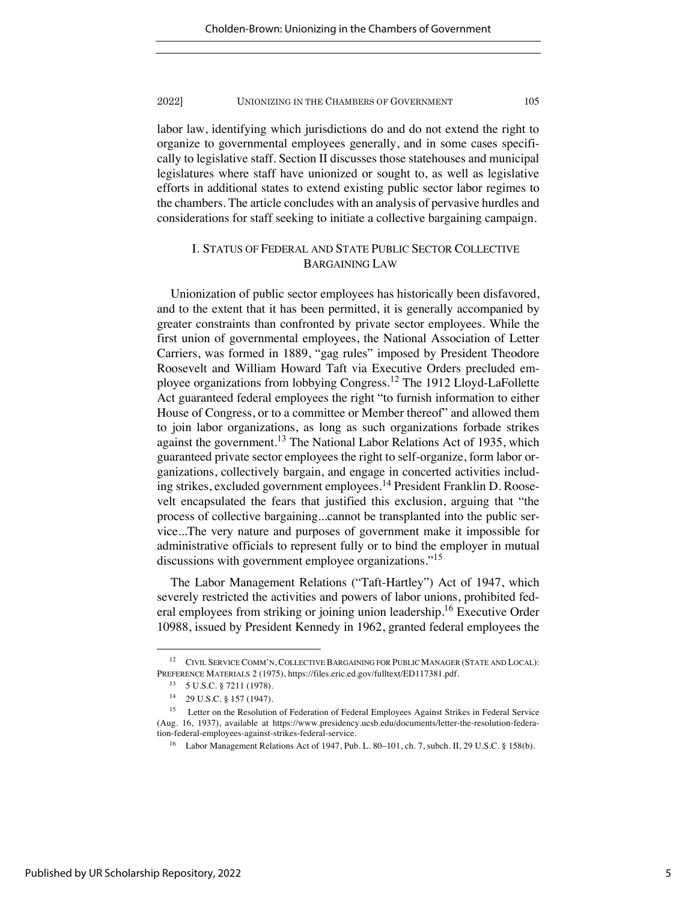labor law, identifying which jurisdictions do and do not extend the right to organize to governmental employees generally, and in some cases specifically to legislative staff. Section II discusses those statehouses and municipal legislatures where staff have unionized or sought to, as well as legislative efforts in additional states to extend existing public sector labor regimes to the chambers. The article concludes with an analysis of pervasive hurdles and considerations for staff seeking to initiate a collective bargaining campaign.

## I. STATUS OF FEDERAL AND STATE PUBLIC SECTOR COLLECTIVE BARGAINING LAW

Unionization of public sector employees has historically been disfavored, and to the extent that it has been permitted, it is generally accompanied by greater constraints than confronted by private sector employees. While the first union of governmental employees, the National Association of Letter Carriers, was formed in 1889, "gag rules" imposed by President Theodore Roosevelt and William Howard Taft via Executive Orders precluded employee organizations from lobbying Congress.[12] The 1912 Lloyd-LaFollette Act guaranteed federal employees the right "to furnish information to either House of Congress, or to a committee or Member thereof" and allowed them to join labor organizations, as long as such organizations forbade strikes against the government.[13] The National Labor Relations Act of 1935, which guaranteed private sector employees the right to self-organize, form labor organizations, collectively bargain, and engage in concerted activities including strikes, excluded government employees.[14] President Franklin D. Roosevelt encapsulated the fears that justified this exclusion, arguing that "the process of collective bargaining...cannot be transplanted into the public service...The very nature and purposes of government make it impossible for administrative officials to represent fully or to bind the employer in mutual discussions with government employee organizations."[15]

The Labor Management Relations ("Taft-Hartley") Act of 1947, which severely restricted the activities and powers of labor unions, prohibited federal employees from striking or joining union leadership.[16] Executive Order 10988, issued by President Kennedy in 1962, granted federal employees the

---

[12] CIVIL SERVICE COMM'N, COLLECTIVE BARGAINING FOR PUBLIC MANAGER (STATE AND LOCAL): PREFERENCE MATERIALS 2 (1975), https://files.eric.ed.gov/fulltext/ED117381.pdf.

[13] 5 U.S.C. § 7211 (1978).

[14] 29 U.S.C. § 157 (1947).

[15] Letter on the Resolution of Federation of Federal Employees Against Strikes in Federal Service (Aug. 16, 1937), available at https://www.presidency.ucsb.edu/documents/letter-the-resolution-federation-federal-employees-against-strikes-federal-service.

[16] Labor Management Relations Act of 1947, Pub. L. 80–101, ch. 7, subch. II, 29 U.S.C. § 158(b).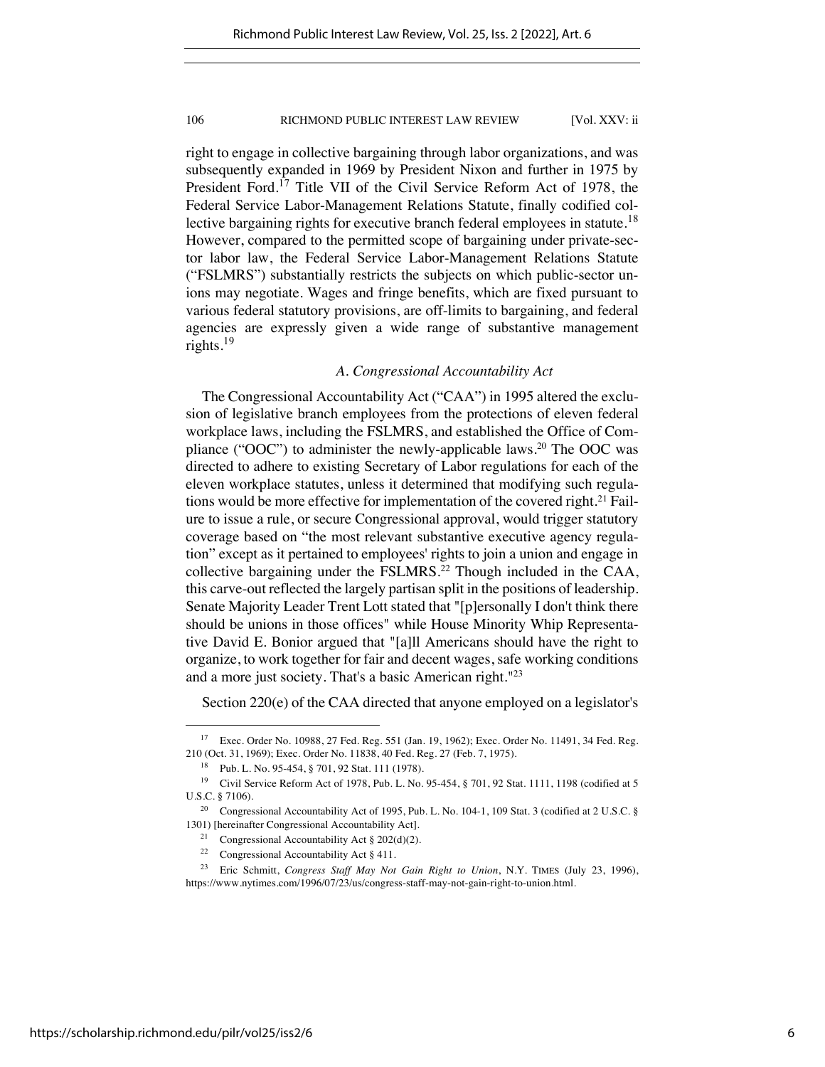right to engage in collective bargaining through labor organizations, and was subsequently expanded in 1969 by President Nixon and further in 1975 by President Ford.[17] Title VII of the Civil Service Reform Act of 1978, the Federal Service Labor-Management Relations Statute, finally codified collective bargaining rights for executive branch federal employees in statute.[18] However, compared to the permitted scope of bargaining under private-sector labor law, the Federal Service Labor-Management Relations Statute ("FSLMRS") substantially restricts the subjects on which public-sector unions may negotiate. Wages and fringe benefits, which are fixed pursuant to various federal statutory provisions, are off-limits to bargaining, and federal agencies are expressly given a wide range of substantive management rights.[19]

### *A. Congressional Accountability Act*

The Congressional Accountability Act ("CAA") in 1995 altered the exclusion of legislative branch employees from the protections of eleven federal workplace laws, including the FSLMRS, and established the Office of Compliance ("OOC") to administer the newly-applicable laws.[20] The OOC was directed to adhere to existing Secretary of Labor regulations for each of the eleven workplace statutes, unless it determined that modifying such regulations would be more effective for implementation of the covered right.[21] Failure to issue a rule, or secure Congressional approval, would trigger statutory coverage based on "the most relevant substantive executive agency regulation" except as it pertained to employees' rights to join a union and engage in collective bargaining under the FSLMRS.[22] Though included in the CAA, this carve-out reflected the largely partisan split in the positions of leadership. Senate Majority Leader Trent Lott stated that "[p]ersonally I don't think there should be unions in those offices" while House Minority Whip Representative David E. Bonior argued that "[a]ll Americans should have the right to organize, to work together for fair and decent wages, safe working conditions and a more just society. That's a basic American right."[23]

Section 220(e) of the CAA directed that anyone employed on a legislator's

---

[17] Exec. Order No. 10988, 27 Fed. Reg. 551 (Jan. 19, 1962); Exec. Order No. 11491, 34 Fed. Reg. 210 (Oct. 31, 1969); Exec. Order No. 11838, 40 Fed. Reg. 27 (Feb. 7, 1975).

[18] Pub. L. No. 95-454, § 701, 92 Stat. 111 (1978).

[19] Civil Service Reform Act of 1978, Pub. L. No. 95-454, § 701, 92 Stat. 1111, 1198 (codified at 5 U.S.C. § 7106).

[20] Congressional Accountability Act of 1995, Pub. L. No. 104-1, 109 Stat. 3 (codified at 2 U.S.C. § 1301) [hereinafter Congressional Accountability Act].

[21] Congressional Accountability Act § 202(d)(2).

[22] Congressional Accountability Act § 411.

[23] Eric Schmitt, *Congress Staff May Not Gain Right to Union*, N.Y. TIMES (July 23, 1996), https://www.nytimes.com/1996/07/23/us/congress-staff-may-not-gain-right-to-union.html.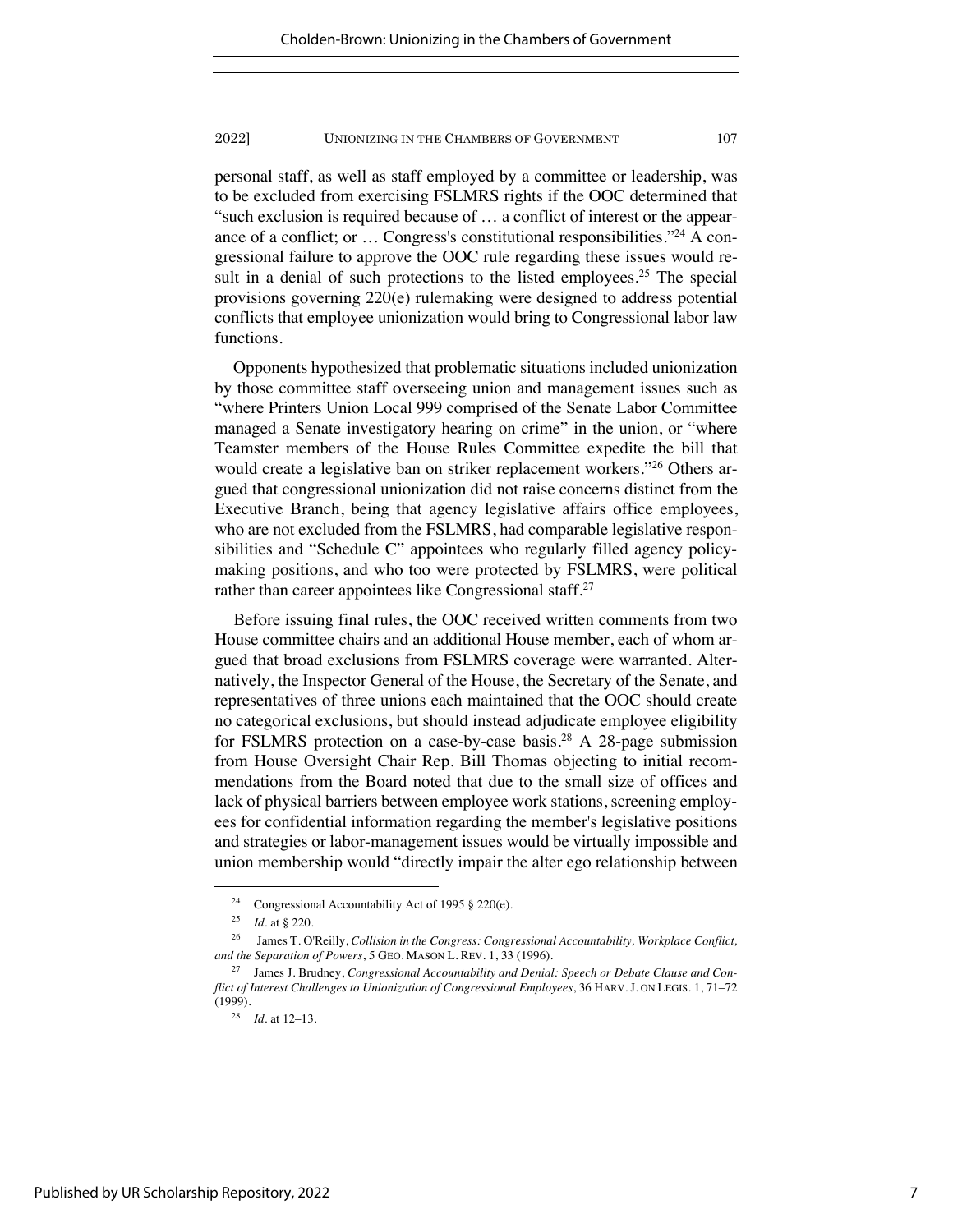personal staff, as well as staff employed by a committee or leadership, was to be excluded from exercising FSLMRS rights if the OOC determined that "such exclusion is required because of … a conflict of interest or the appearance of a conflict; or … Congress's constitutional responsibilities."[24] A congressional failure to approve the OOC rule regarding these issues would result in a denial of such protections to the listed employees.[25] The special provisions governing 220(e) rulemaking were designed to address potential conflicts that employee unionization would bring to Congressional labor law functions.

Opponents hypothesized that problematic situations included unionization by those committee staff overseeing union and management issues such as "where Printers Union Local 999 comprised of the Senate Labor Committee managed a Senate investigatory hearing on crime" in the union, or "where Teamster members of the House Rules Committee expedite the bill that would create a legislative ban on striker replacement workers."[26] Others argued that congressional unionization did not raise concerns distinct from the Executive Branch, being that agency legislative affairs office employees, who are not excluded from the FSLMRS, had comparable legislative responsibilities and "Schedule C" appointees who regularly filled agency policy-making positions, and who too were protected by FSLMRS, were political rather than career appointees like Congressional staff.[27]

Before issuing final rules, the OOC received written comments from two House committee chairs and an additional House member, each of whom argued that broad exclusions from FSLMRS coverage were warranted. Alternatively, the Inspector General of the House, the Secretary of the Senate, and representatives of three unions each maintained that the OOC should create no categorical exclusions, but should instead adjudicate employee eligibility for FSLMRS protection on a case-by-case basis.[28] A 28-page submission from House Oversight Chair Rep. Bill Thomas objecting to initial recommendations from the Board noted that due to the small size of offices and lack of physical barriers between employee work stations, screening employees for confidential information regarding the member's legislative positions and strategies or labor-management issues would be virtually impossible and union membership would "directly impair the alter ego relationship between

---

[24] Congressional Accountability Act of 1995 § 220(e).

[25] *Id.* at § 220.

[26] James T. O'Reilly, *Collision in the Congress: Congressional Accountability, Workplace Conflict, and the Separation of Powers*, 5 GEO. MASON L. REV. 1, 33 (1996).

[27] James J. Brudney, *Congressional Accountability and Denial: Speech or Debate Clause and Conflict of Interest Challenges to Unionization of Congressional Employees*, 36 HARV. J. ON LEGIS. 1, 71–72 (1999).

[28] *Id.* at 12–13.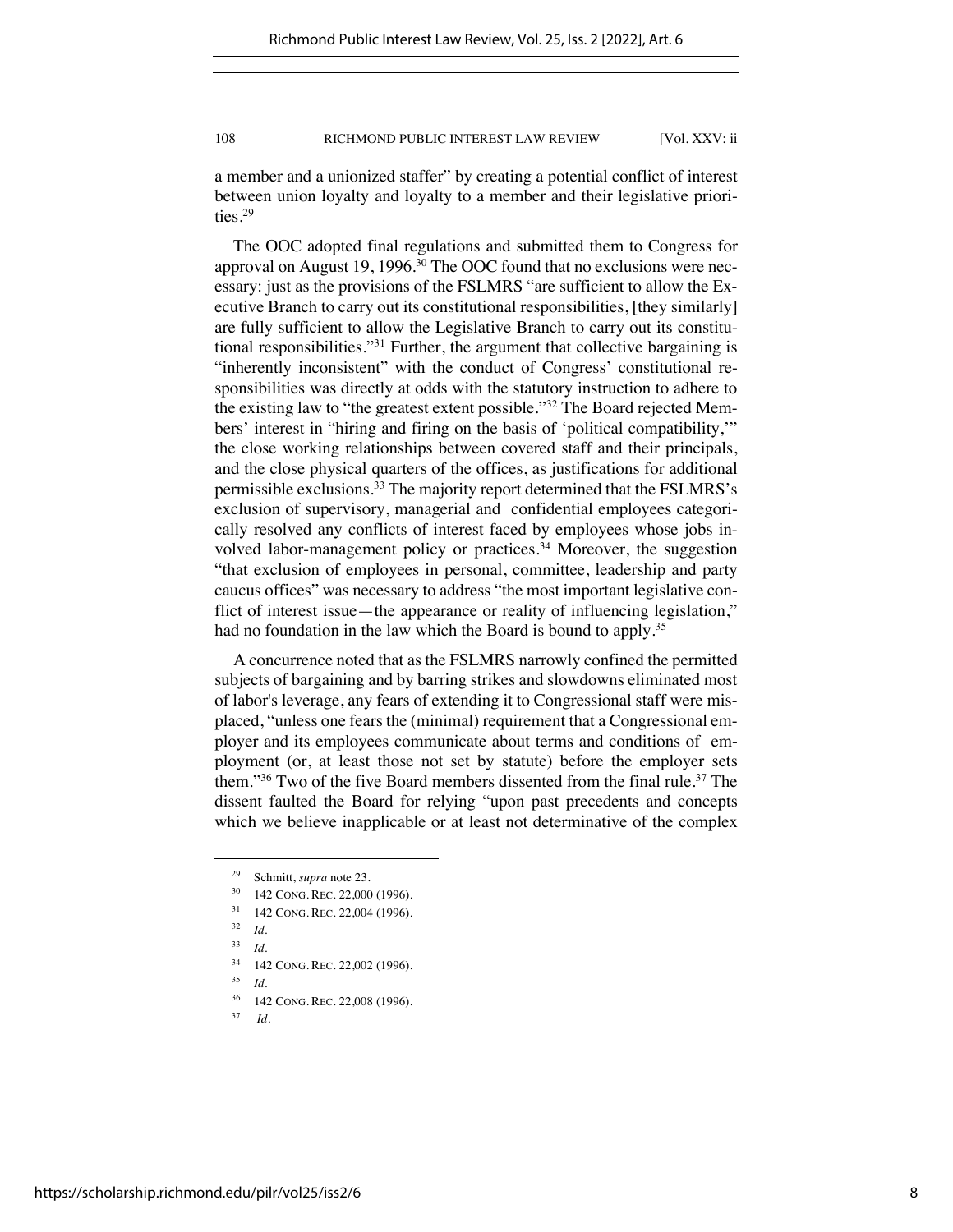a member and a unionized staffer" by creating a potential conflict of interest between union loyalty and loyalty to a member and their legislative priorities.[29]

The OOC adopted final regulations and submitted them to Congress for approval on August 19, 1996.[30] The OOC found that no exclusions were necessary: just as the provisions of the FSLMRS "are sufficient to allow the Executive Branch to carry out its constitutional responsibilities, [they similarly] are fully sufficient to allow the Legislative Branch to carry out its constitutional responsibilities."[31] Further, the argument that collective bargaining is "inherently inconsistent" with the conduct of Congress' constitutional responsibilities was directly at odds with the statutory instruction to adhere to the existing law to "the greatest extent possible."[32] The Board rejected Members' interest in "hiring and firing on the basis of 'political compatibility,'" the close working relationships between covered staff and their principals, and the close physical quarters of the offices, as justifications for additional permissible exclusions.[33] The majority report determined that the FSLMRS's exclusion of supervisory, managerial and confidential employees categorically resolved any conflicts of interest faced by employees whose jobs involved labor-management policy or practices.[34] Moreover, the suggestion "that exclusion of employees in personal, committee, leadership and party caucus offices" was necessary to address "the most important legislative conflict of interest issue—the appearance or reality of influencing legislation," had no foundation in the law which the Board is bound to apply.[35]

A concurrence noted that as the FSLMRS narrowly confined the permitted subjects of bargaining and by barring strikes and slowdowns eliminated most of labor's leverage, any fears of extending it to Congressional staff were misplaced, "unless one fears the (minimal) requirement that a Congressional employer and its employees communicate about terms and conditions of employment (or, at least those not set by statute) before the employer sets them."[36] Two of the five Board members dissented from the final rule.[37] The dissent faulted the Board for relying "upon past precedents and concepts which we believe inapplicable or at least not determinative of the complex

---

[29] Schmitt, *supra* note 23.

[30] 142 CONG. REC. 22,000 (1996).

[31] 142 CONG. REC. 22,004 (1996).

[32] *Id.*

[33] *Id.*

[34] 142 CONG. REC. 22,002 (1996).

[35] *Id.*

[36] 142 CONG. REC. 22,008 (1996).

[37] *Id.*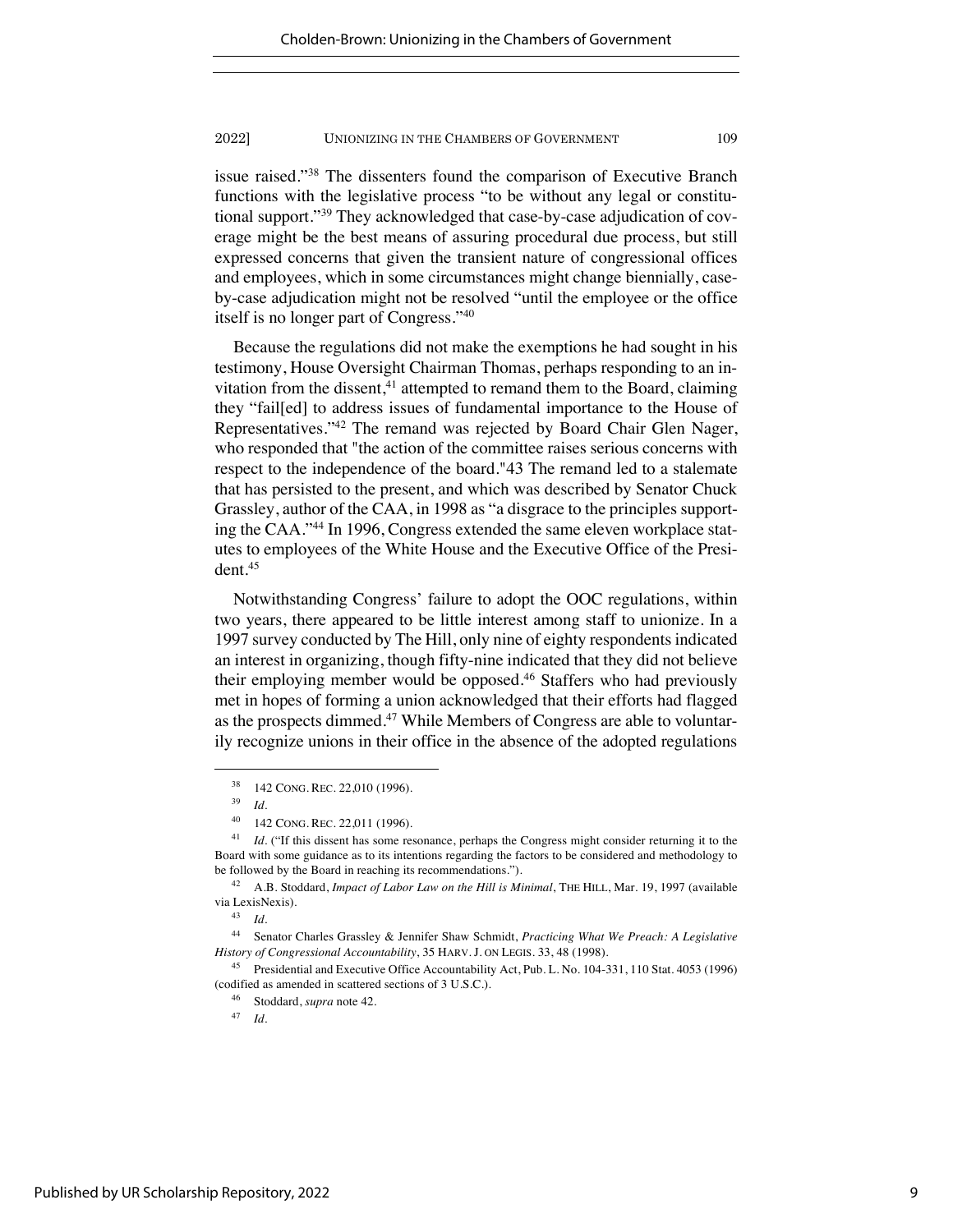issue raised."[38] The dissenters found the comparison of Executive Branch functions with the legislative process "to be without any legal or constitutional support."[39] They acknowledged that case-by-case adjudication of coverage might be the best means of assuring procedural due process, but still expressed concerns that given the transient nature of congressional offices and employees, which in some circumstances might change biennially, case-by-case adjudication might not be resolved "until the employee or the office itself is no longer part of Congress."[40]

Because the regulations did not make the exemptions he had sought in his testimony, House Oversight Chairman Thomas, perhaps responding to an invitation from the dissent,[41] attempted to remand them to the Board, claiming they "fail[ed] to address issues of fundamental importance to the House of Representatives."[42] The remand was rejected by Board Chair Glen Nager, who responded that "the action of the committee raises serious concerns with respect to the independence of the board."43 The remand led to a stalemate that has persisted to the present, and which was described by Senator Chuck Grassley, author of the CAA, in 1998 as "a disgrace to the principles supporting the CAA."[44] In 1996, Congress extended the same eleven workplace statutes to employees of the White House and the Executive Office of the President.[45]

Notwithstanding Congress' failure to adopt the OOC regulations, within two years, there appeared to be little interest among staff to unionize. In a 1997 survey conducted by The Hill, only nine of eighty respondents indicated an interest in organizing, though fifty-nine indicated that they did not believe their employing member would be opposed.[46] Staffers who had previously met in hopes of forming a union acknowledged that their efforts had flagged as the prospects dimmed.[47] While Members of Congress are able to voluntarily recognize unions in their office in the absence of the adopted regulations

---

[38] 142 CONG. REC. 22,010 (1996).

[39] *Id.*

[40] 142 CONG. REC. 22,011 (1996).

[41] *Id.* ("If this dissent has some resonance, perhaps the Congress might consider returning it to the Board with some guidance as to its intentions regarding the factors to be considered and methodology to be followed by the Board in reaching its recommendations.").

[42] A.B. Stoddard, *Impact of Labor Law on the Hill is Minimal*, THE HILL, Mar. 19, 1997 (available via LexisNexis).

[43] *Id.*

[44] Senator Charles Grassley & Jennifer Shaw Schmidt, *Practicing What We Preach: A Legislative History of Congressional Accountability*, 35 HARV. J. ON LEGIS. 33, 48 (1998).

[45] Presidential and Executive Office Accountability Act, Pub. L. No. 104-331, 110 Stat. 4053 (1996) (codified as amended in scattered sections of 3 U.S.C.).

[46] Stoddard, *supra* note 42.

[47] *Id.*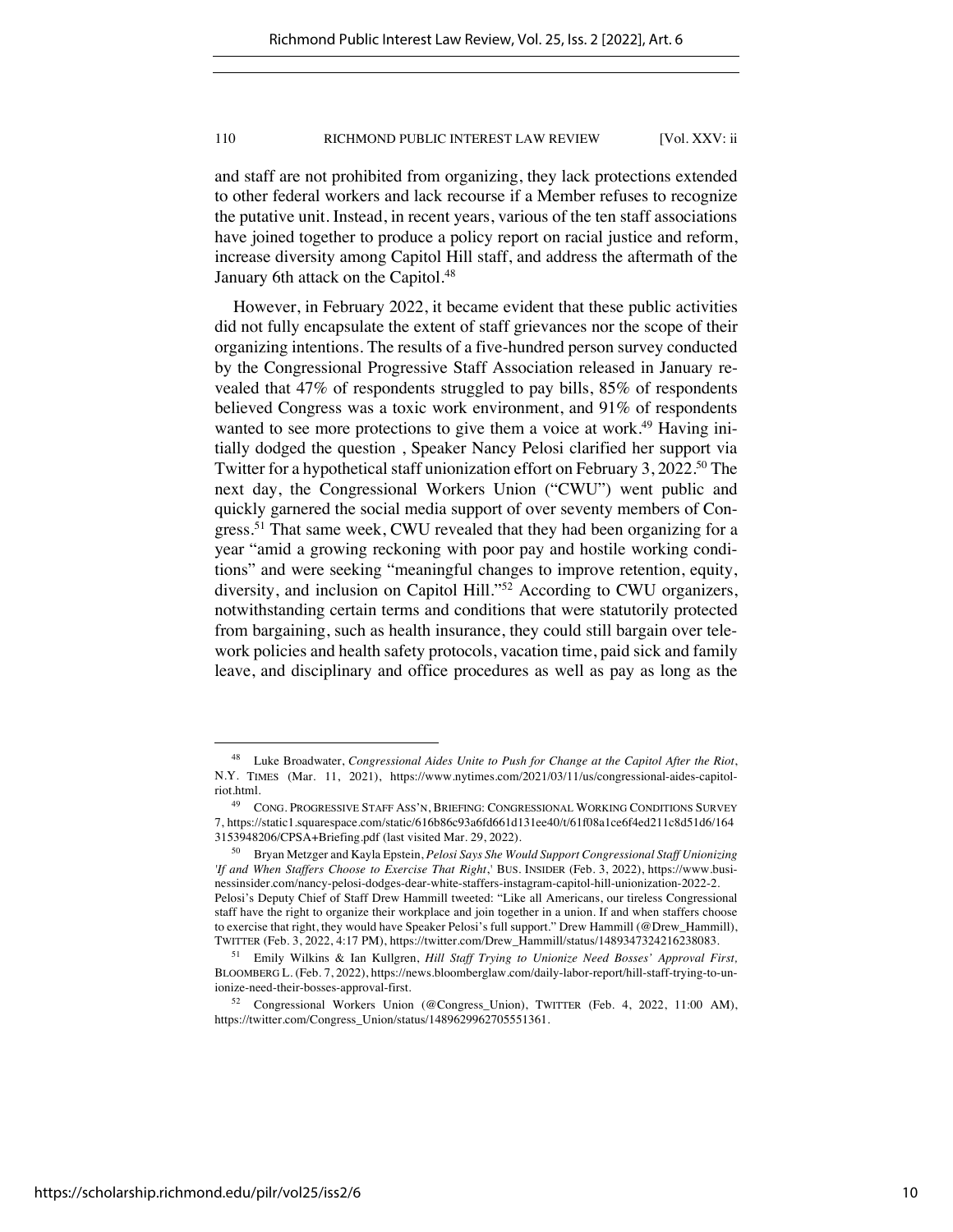and staff are not prohibited from organizing, they lack protections extended to other federal workers and lack recourse if a Member refuses to recognize the putative unit. Instead, in recent years, various of the ten staff associations have joined together to produce a policy report on racial justice and reform, increase diversity among Capitol Hill staff, and address the aftermath of the January 6th attack on the Capitol.[48]

However, in February 2022, it became evident that these public activities did not fully encapsulate the extent of staff grievances nor the scope of their organizing intentions. The results of a five-hundred person survey conducted by the Congressional Progressive Staff Association released in January revealed that 47% of respondents struggled to pay bills, 85% of respondents believed Congress was a toxic work environment, and 91% of respondents wanted to see more protections to give them a voice at work.[49] Having initially dodged the question , Speaker Nancy Pelosi clarified her support via Twitter for a hypothetical staff unionization effort on February 3, 2022.[50] The next day, the Congressional Workers Union ("CWU") went public and quickly garnered the social media support of over seventy members of Congress.[51] That same week, CWU revealed that they had been organizing for a year "amid a growing reckoning with poor pay and hostile working conditions" and were seeking "meaningful changes to improve retention, equity, diversity, and inclusion on Capitol Hill."[52] According to CWU organizers, notwithstanding certain terms and conditions that were statutorily protected from bargaining, such as health insurance, they could still bargain over telework policies and health safety protocols, vacation time, paid sick and family leave, and disciplinary and office procedures as well as pay as long as the

---

[48] Luke Broadwater, *Congressional Aides Unite to Push for Change at the Capitol After the Riot*, N.Y. TIMES (Mar. 11, 2021), https://www.nytimes.com/2021/03/11/us/congressional-aides-capitol-riot.html.

[49] CONG. PROGRESSIVE STAFF ASS'N, BRIEFING: CONGRESSIONAL WORKING CONDITIONS SURVEY 7, https://static1.squarespace.com/static/616b86c93a6fd661d131ee40/t/61f08a1ce6f4ed211c8d51d6/1643153948206/CPSA+Briefing.pdf (last visited Mar. 29, 2022).

[50] Bryan Metzger and Kayla Epstein, *Pelosi Says She Would Support Congressional Staff Unionizing 'If and When Staffers Choose to Exercise That Right*,' BUS. INSIDER (Feb. 3, 2022), https://www.businessinsider.com/nancy-pelosi-dodges-dear-white-staffers-instagram-capitol-hill-unionization-2022-2. Pelosi's Deputy Chief of Staff Drew Hammill tweeted: "Like all Americans, our tireless Congressional staff have the right to organize their workplace and join together in a union. If and when staffers choose to exercise that right, they would have Speaker Pelosi's full support." Drew Hammill (@Drew_Hammill), TWITTER (Feb. 3, 2022, 4:17 PM), https://twitter.com/Drew_Hammill/status/1489347324216238083.

[51] Emily Wilkins & Ian Kullgren, *Hill Staff Trying to Unionize Need Bosses' Approval First*, BLOOMBERG L. (Feb. 7, 2022), https://news.bloomberglaw.com/daily-labor-report/hill-staff-trying-to-unionize-need-their-bosses-approval-first.

[52] Congressional Workers Union (@Congress_Union), TWITTER (Feb. 4, 2022, 11:00 AM), https://twitter.com/Congress_Union/status/1489629962705551361.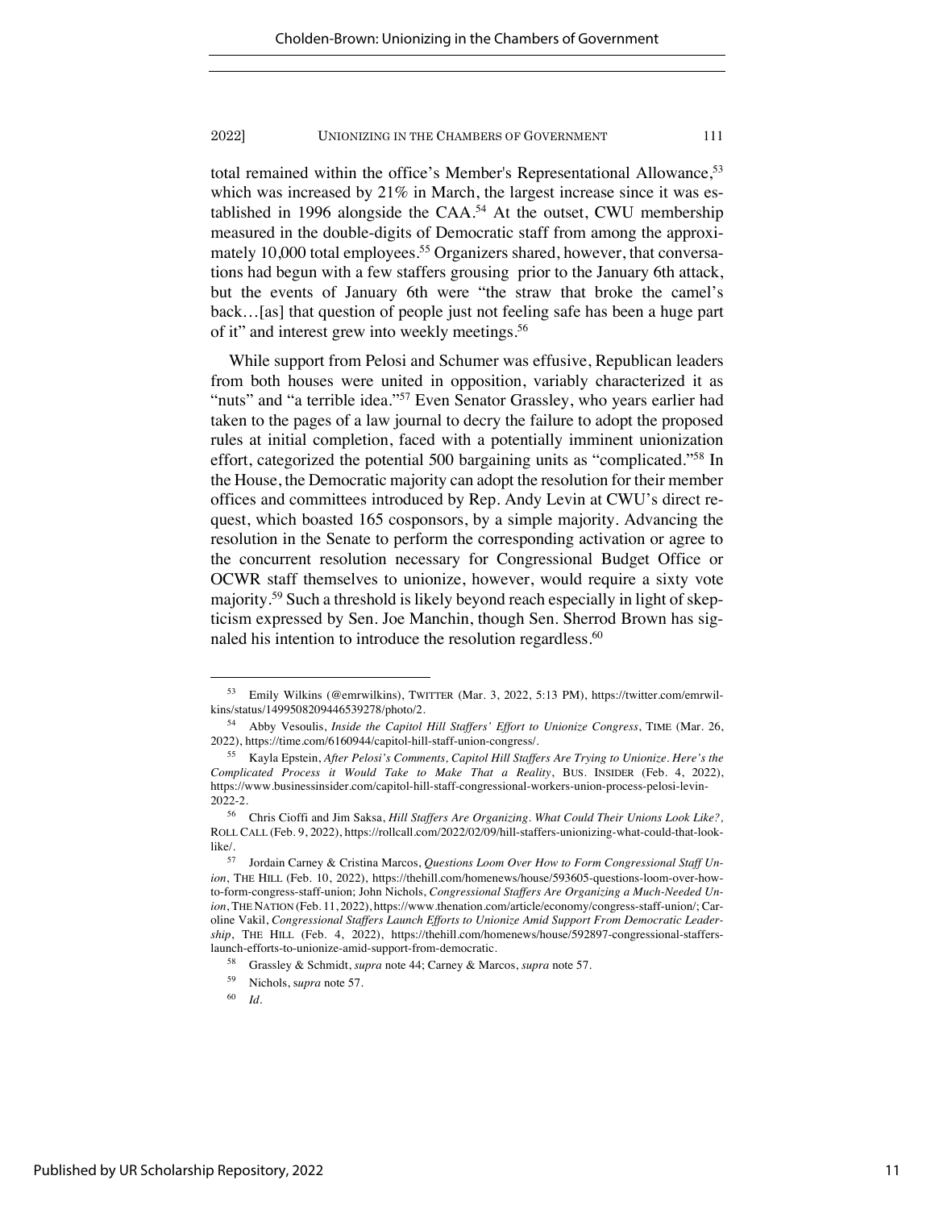total remained within the office's Member's Representational Allowance,[53] which was increased by 21% in March, the largest increase since it was established in 1996 alongside the CAA.[54] At the outset, CWU membership measured in the double-digits of Democratic staff from among the approximately 10,000 total employees.[55] Organizers shared, however, that conversations had begun with a few staffers grousing prior to the January 6th attack, but the events of January 6th were "the straw that broke the camel's back…[as] that question of people just not feeling safe has been a huge part of it" and interest grew into weekly meetings.[56]

While support from Pelosi and Schumer was effusive, Republican leaders from both houses were united in opposition, variably characterized it as "nuts" and "a terrible idea."[57] Even Senator Grassley, who years earlier had taken to the pages of a law journal to decry the failure to adopt the proposed rules at initial completion, faced with a potentially imminent unionization effort, categorized the potential 500 bargaining units as "complicated."[58] In the House, the Democratic majority can adopt the resolution for their member offices and committees introduced by Rep. Andy Levin at CWU's direct request, which boasted 165 cosponsors, by a simple majority. Advancing the resolution in the Senate to perform the corresponding activation or agree to the concurrent resolution necessary for Congressional Budget Office or OCWR staff themselves to unionize, however, would require a sixty vote majority.[59] Such a threshold is likely beyond reach especially in light of skepticism expressed by Sen. Joe Manchin, though Sen. Sherrod Brown has signaled his intention to introduce the resolution regardless.[60]

---

[53] Emily Wilkins (@emrwilkins), TWITTER (Mar. 3, 2022, 5:13 PM), https://twitter.com/emrwilkins/status/1499508209446539278/photo/2.

[54] Abby Vesoulis, *Inside the Capitol Hill Staffers' Effort to Unionize Congress*, TIME (Mar. 26, 2022), https://time.com/6160944/capitol-hill-staff-union-congress/.

[55] Kayla Epstein, *After Pelosi's Comments, Capitol Hill Staffers Are Trying to Unionize. Here's the Complicated Process it Would Take to Make That a Reality*, BUS. INSIDER (Feb. 4, 2022), https://www.businessinsider.com/capitol-hill-staff-congressional-workers-union-process-pelosi-levin-2022-2.

[56] Chris Cioffi and Jim Saksa, *Hill Staffers Are Organizing. What Could Their Unions Look Like?*, ROLL CALL (Feb. 9, 2022), https://rollcall.com/2022/02/09/hill-staffers-unionizing-what-could-that-look-like/.

[57] Jordain Carney & Cristina Marcos, *Questions Loom Over How to Form Congressional Staff Union*, THE HILL (Feb. 10, 2022), https://thehill.com/homenews/house/593605-questions-loom-over-how-to-form-congress-staff-union; John Nichols, *Congressional Staffers Are Organizing a Much-Needed Union*, THE NATION (Feb. 11, 2022), https://www.thenation.com/article/economy/congress-staff-union/; Caroline Vakil, *Congressional Staffers Launch Efforts to Unionize Amid Support From Democratic Leadership*, THE HILL (Feb. 4, 2022), https://thehill.com/homenews/house/592897-congressional-staffers-launch-efforts-to-unionize-amid-support-from-democratic.

[58] Grassley & Schmidt, *supra* note 44; Carney & Marcos, *supra* note 57.

[59] Nichols, *supra* note 57.

[60] *Id.*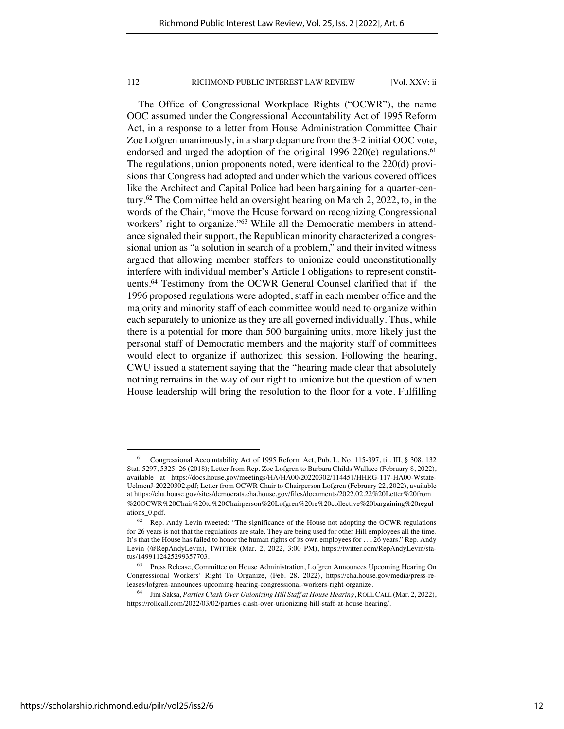The Office of Congressional Workplace Rights ("OCWR"), the name OOC assumed under the Congressional Accountability Act of 1995 Reform Act, in a response to a letter from House Administration Committee Chair Zoe Lofgren unanimously, in a sharp departure from the 3-2 initial OOC vote, endorsed and urged the adoption of the original 1996 220(e) regulations.[61] The regulations, union proponents noted, were identical to the 220(d) provisions that Congress had adopted and under which the various covered offices like the Architect and Capital Police had been bargaining for a quarter-century.[62] The Committee held an oversight hearing on March 2, 2022, to, in the words of the Chair, "move the House forward on recognizing Congressional workers' right to organize."[63] While all the Democratic members in attendance signaled their support, the Republican minority characterized a congressional union as "a solution in search of a problem," and their invited witness argued that allowing member staffers to unionize could unconstitutionally interfere with individual member's Article I obligations to represent constituents.[64] Testimony from the OCWR General Counsel clarified that if the 1996 proposed regulations were adopted, staff in each member office and the majority and minority staff of each committee would need to organize within each separately to unionize as they are all governed individually. Thus, while there is a potential for more than 500 bargaining units, more likely just the personal staff of Democratic members and the majority staff of committees would elect to organize if authorized this session. Following the hearing, CWU issued a statement saying that the "hearing made clear that absolutely nothing remains in the way of our right to unionize but the question of when House leadership will bring the resolution to the floor for a vote. Fulfilling

---

[61] Congressional Accountability Act of 1995 Reform Act, Pub. L. No. 115-397, tit. III, § 308, 132 Stat. 5297, 5325–26 (2018); Letter from Rep. Zoe Lofgren to Barbara Childs Wallace (February 8, 2022), available at https://docs.house.gov/meetings/HA/HA00/20220302/114451/HHRG-117-HA00-Wstate-UelmenJ-20220302.pdf; Letter from OCWR Chair to Chairperson Lofgren (February 22, 2022), available at https://cha.house.gov/sites/democrats.cha.house.gov/files/documents/2022.02.22%20Letter%20from%20OCWR%20Chair%20to%20Chairperson%20Lofgren%20re%20collective%20bargaining%20regulations_0.pdf.

[62] Rep. Andy Levin tweeted: "The significance of the House not adopting the OCWR regulations for 26 years is not that the regulations are stale. They are being used for other Hill employees all the time. It's that the House has failed to honor the human rights of its own employees for . . . 26 years." Rep. Andy Levin (@RepAndyLevin), TWITTER (Mar. 2, 2022, 3:00 PM), https://twitter.com/RepAndyLevin/status/1499112425299357703.

[63] Press Release, Committee on House Administration, Lofgren Announces Upcoming Hearing On Congressional Workers' Right To Organize, (Feb. 28. 2022), https://cha.house.gov/media/press-releases/lofgren-announces-upcoming-hearing-congressional-workers-right-organize.

[64] Jim Saksa, *Parties Clash Over Unionizing Hill Staff at House Hearing*, ROLL CALL (Mar. 2, 2022), https://rollcall.com/2022/03/02/parties-clash-over-unionizing-hill-staff-at-house-hearing/.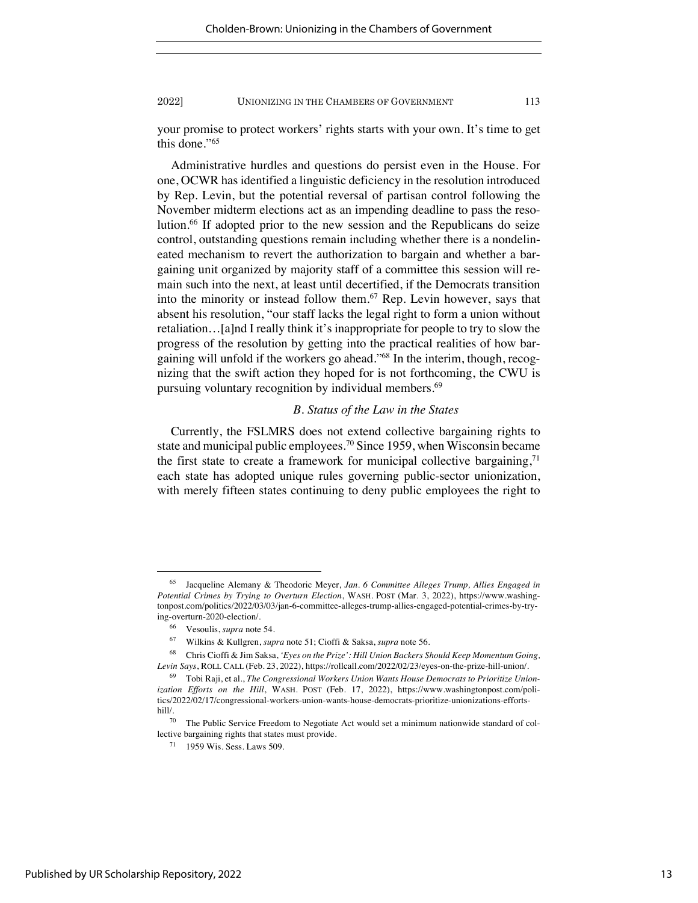your promise to protect workers' rights starts with your own. It's time to get this done."[65]

Administrative hurdles and questions do persist even in the House. For one, OCWR has identified a linguistic deficiency in the resolution introduced by Rep. Levin, but the potential reversal of partisan control following the November midterm elections act as an impending deadline to pass the resolution.[66] If adopted prior to the new session and the Republicans do seize control, outstanding questions remain including whether there is a nondelineated mechanism to revert the authorization to bargain and whether a bargaining unit organized by majority staff of a committee this session will remain such into the next, at least until decertified, if the Democrats transition into the minority or instead follow them.[67] Rep. Levin however, says that absent his resolution, "our staff lacks the legal right to form a union without retaliation…[a]nd I really think it's inappropriate for people to try to slow the progress of the resolution by getting into the practical realities of how bargaining will unfold if the workers go ahead."[68] In the interim, though, recognizing that the swift action they hoped for is not forthcoming, the CWU is pursuing voluntary recognition by individual members.[69]

### *B. Status of the Law in the States*

Currently, the FSLMRS does not extend collective bargaining rights to state and municipal public employees.[70] Since 1959, when Wisconsin became the first state to create a framework for municipal collective bargaining,[71] each state has adopted unique rules governing public-sector unionization, with merely fifteen states continuing to deny public employees the right to

---

[65] Jacqueline Alemany & Theodoric Meyer, *Jan. 6 Committee Alleges Trump, Allies Engaged in Potential Crimes by Trying to Overturn Election*, WASH. POST (Mar. 3, 2022), https://www.washingtonpost.com/politics/2022/03/03/jan-6-committee-alleges-trump-allies-engaged-potential-crimes-by-trying-overturn-2020-election/.

[66] Vesoulis, *supra* note 54.

[67] Wilkins & Kullgren, *supra* note 51; Cioffi & Saksa, *supra* note 56.

[68] Chris Cioffi & Jim Saksa, *'Eyes on the Prize': Hill Union Backers Should Keep Momentum Going, Levin Says*, ROLL CALL (Feb. 23, 2022), https://rollcall.com/2022/02/23/eyes-on-the-prize-hill-union/.

[69] Tobi Raji, et al., *The Congressional Workers Union Wants House Democrats to Prioritize Unionization Efforts on the Hill*, WASH. POST (Feb. 17, 2022), https://www.washingtonpost.com/politics/2022/02/17/congressional-workers-union-wants-house-democrats-prioritize-unionizations-efforts-hill/.

[70] The Public Service Freedom to Negotiate Act would set a minimum nationwide standard of collective bargaining rights that states must provide.

[71] 1959 Wis. Sess. Laws 509.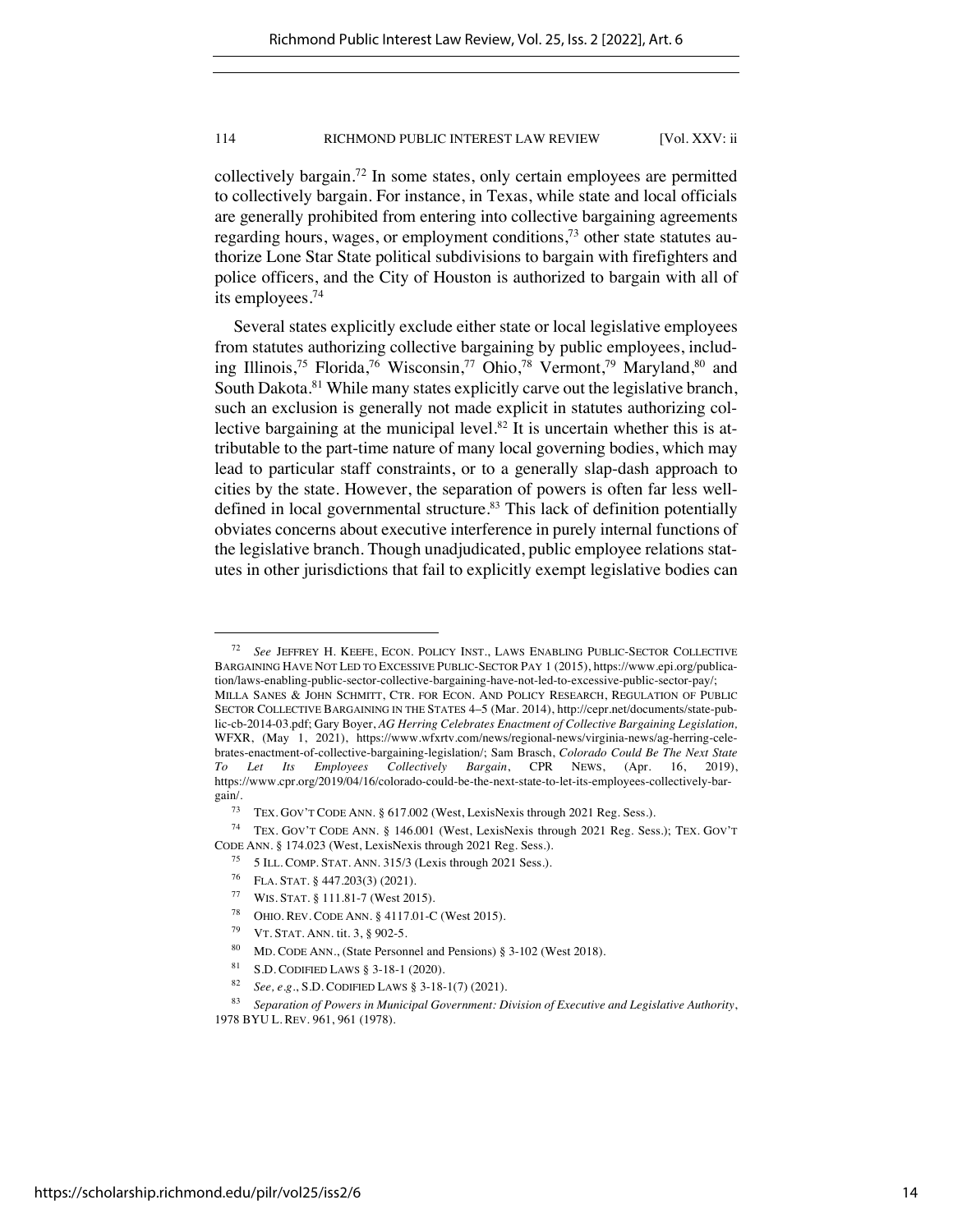collectively bargain.[72] In some states, only certain employees are permitted to collectively bargain. For instance, in Texas, while state and local officials are generally prohibited from entering into collective bargaining agreements regarding hours, wages, or employment conditions,[73] other state statutes authorize Lone Star State political subdivisions to bargain with firefighters and police officers, and the City of Houston is authorized to bargain with all of its employees.[74]

Several states explicitly exclude either state or local legislative employees from statutes authorizing collective bargaining by public employees, including Illinois,[75] Florida,[76] Wisconsin,[77] Ohio,[78] Vermont,[79] Maryland,[80] and South Dakota.[81] While many states explicitly carve out the legislative branch, such an exclusion is generally not made explicit in statutes authorizing collective bargaining at the municipal level.[82] It is uncertain whether this is attributable to the part-time nature of many local governing bodies, which may lead to particular staff constraints, or to a generally slap-dash approach to cities by the state. However, the separation of powers is often far less well-defined in local governmental structure.[83] This lack of definition potentially obviates concerns about executive interference in purely internal functions of the legislative branch. Though unadjudicated, public employee relations statutes in other jurisdictions that fail to explicitly exempt legislative bodies can

---

[72] *See* JEFFREY H. KEEFE, ECON. POLICY INST., LAWS ENABLING PUBLIC-SECTOR COLLECTIVE BARGAINING HAVE NOT LED TO EXCESSIVE PUBLIC-SECTOR PAY 1 (2015), https://www.epi.org/publication/laws-enabling-public-sector-collective-bargaining-have-not-led-to-excessive-public-sector-pay/; MILLA SANES & JOHN SCHMITT, CTR. FOR ECON. AND POLICY RESEARCH, REGULATION OF PUBLIC SECTOR COLLECTIVE BARGAINING IN THE STATES 4–5 (Mar. 2014), http://cepr.net/documents/state-public-cb-2014-03.pdf; Gary Boyer, *AG Herring Celebrates Enactment of Collective Bargaining Legislation*, WFXR, (May 1, 2021), https://www.wfxrtv.com/news/regional-news/virginia-news/ag-herring-celebrates-enactment-of-collective-bargaining-legislation/; Sam Brasch, *Colorado Could Be The Next State To Let Its Employees Collectively Bargain*, CPR NEWS, (Apr. 16, 2019), https://www.cpr.org/2019/04/16/colorado-could-be-the-next-state-to-let-its-employees-collectively-bargain/.

[73] TEX. GOV'T CODE ANN. § 617.002 (West, LexisNexis through 2021 Reg. Sess.).

[74] TEX. GOV'T CODE ANN. § 146.001 (West, LexisNexis through 2021 Reg. Sess.); TEX. GOV'T CODE ANN. § 174.023 (West, LexisNexis through 2021 Reg. Sess.).

[75] 5 ILL. COMP. STAT. ANN. 315/3 (Lexis through 2021 Sess.).

[76] FLA. STAT. § 447.203(3) (2021).

[77] WIS. STAT. § 111.81-7 (West 2015).

[78] OHIO. REV. CODE ANN. § 4117.01-C (West 2015).

[79] VT. STAT. ANN. tit. 3, § 902-5.

[80] MD. CODE ANN., (State Personnel and Pensions) § 3-102 (West 2018).

[81] S.D. CODIFIED LAWS § 3-18-1 (2020).

[82] *See, e.g.*, S.D. CODIFIED LAWS § 3-18-1(7) (2021).

[83] *Separation of Powers in Municipal Government: Division of Executive and Legislative Authority*, 1978 BYU L. REV. 961, 961 (1978).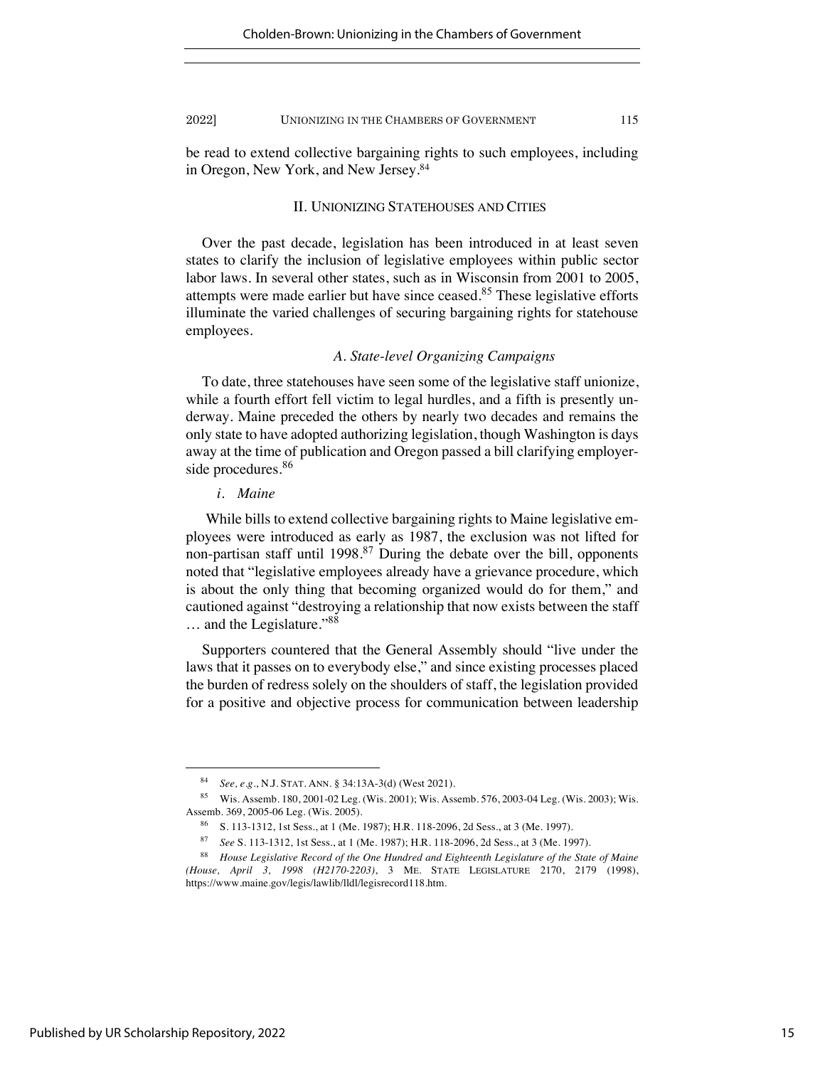be read to extend collective bargaining rights to such employees, including in Oregon, New York, and New Jersey.[84]

## II. UNIONIZING STATEHOUSES AND CITIES

Over the past decade, legislation has been introduced in at least seven states to clarify the inclusion of legislative employees within public sector labor laws. In several other states, such as in Wisconsin from 2001 to 2005, attempts were made earlier but have since ceased.[85] These legislative efforts illuminate the varied challenges of securing bargaining rights for statehouse employees.

### *A. State-level Organizing Campaigns*

To date, three statehouses have seen some of the legislative staff unionize, while a fourth effort fell victim to legal hurdles, and a fifth is presently underway. Maine preceded the others by nearly two decades and remains the only state to have adopted authorizing legislation, though Washington is days away at the time of publication and Oregon passed a bill clarifying employer-side procedures.[86]

#### *i. Maine*

While bills to extend collective bargaining rights to Maine legislative employees were introduced as early as 1987, the exclusion was not lifted for non-partisan staff until 1998.[87] During the debate over the bill, opponents noted that "legislative employees already have a grievance procedure, which is about the only thing that becoming organized would do for them," and cautioned against "destroying a relationship that now exists between the staff … and the Legislature."[88]

Supporters countered that the General Assembly should "live under the laws that it passes on to everybody else," and since existing processes placed the burden of redress solely on the shoulders of staff, the legislation provided for a positive and objective process for communication between leadership

---

[84] *See, e.g.*, N.J. STAT. ANN. § 34:13A-3(d) (West 2021).

[85] Wis. Assemb. 180, 2001-02 Leg. (Wis. 2001); Wis. Assemb. 576, 2003-04 Leg. (Wis. 2003); Wis. Assemb. 369, 2005-06 Leg. (Wis. 2005).

[86] S. 113-1312, 1st Sess., at 1 (Me. 1987); H.R. 118-2096, 2d Sess., at 3 (Me. 1997).

[87] *See* S. 113-1312, 1st Sess., at 1 (Me. 1987); H.R. 118-2096, 2d Sess., at 3 (Me. 1997).

[88] *House Legislative Record of the One Hundred and Eighteenth Legislature of the State of Maine (House, April 3, 1998 (H2170-2203)*, 3 ME. STATE LEGISLATURE 2170, 2179 (1998), https://www.maine.gov/legis/lawlib/lldl/legisrecord118.htm.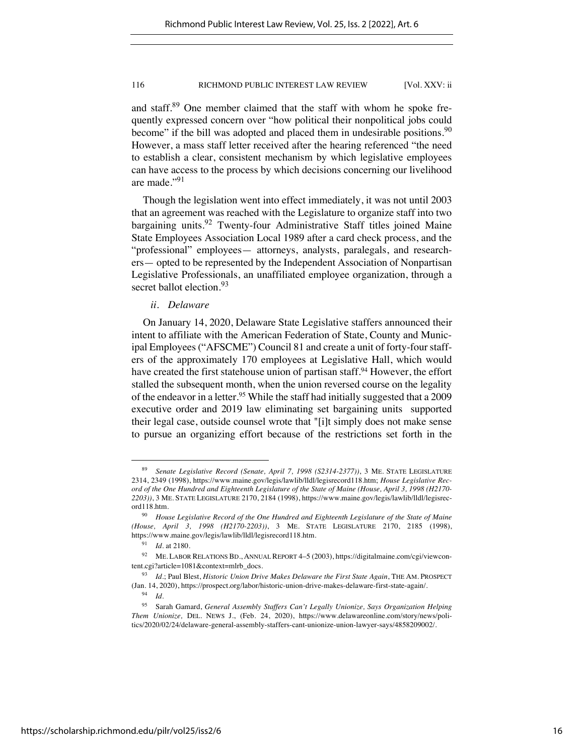and staff.[89] One member claimed that the staff with whom he spoke frequently expressed concern over "how political their nonpolitical jobs could become" if the bill was adopted and placed them in undesirable positions.[90] However, a mass staff letter received after the hearing referenced "the need to establish a clear, consistent mechanism by which legislative employees can have access to the process by which decisions concerning our livelihood are made."[91]

Though the legislation went into effect immediately, it was not until 2003 that an agreement was reached with the Legislature to organize staff into two bargaining units.[92] Twenty-four Administrative Staff titles joined Maine State Employees Association Local 1989 after a card check process, and the "professional" employees— attorneys, analysts, paralegals, and researchers— opted to be represented by the Independent Association of Nonpartisan Legislative Professionals, an unaffiliated employee organization, through a secret ballot election.[93]

### *ii. Delaware*

On January 14, 2020, Delaware State Legislative staffers announced their intent to affiliate with the American Federation of State, County and Municipal Employees ("AFSCME") Council 81 and create a unit of forty-four staffers of the approximately 170 employees at Legislative Hall, which would have created the first statehouse union of partisan staff.[94] However, the effort stalled the subsequent month, when the union reversed course on the legality of the endeavor in a letter.[95] While the staff had initially suggested that a 2009 executive order and 2019 law eliminating set bargaining units supported their legal case, outside counsel wrote that "[i]t simply does not make sense to pursue an organizing effort because of the restrictions set forth in the

---

[89] *Senate Legislative Record (Senate, April 7, 1998 (S2314-2377))*, 3 ME. STATE LEGISLATURE 2314, 2349 (1998), https://www.maine.gov/legis/lawlib/lldl/legisrecord118.htm; *House Legislative Record of the One Hundred and Eighteenth Legislature of the State of Maine (House, April 3, 1998 (H2170-2203))*, 3 ME. STATE LEGISLATURE 2170, 2184 (1998), https://www.maine.gov/legis/lawlib/lldl/legisrecord118.htm.

[90] *House Legislative Record of the One Hundred and Eighteenth Legislature of the State of Maine (House, April 3, 1998 (H2170-2203))*, 3 ME. STATE LEGISLATURE 2170, 2185 (1998), https://www.maine.gov/legis/lawlib/lldl/legisrecord118.htm.

[91] *Id.* at 2180.

[92] ME. LABOR RELATIONS BD., ANNUAL REPORT 4–5 (2003), https://digitalmaine.com/cgi/viewcontent.cgi?article=1081&context=mlrb_docs.

[93] *Id.*; Paul Blest, *Historic Union Drive Makes Delaware the First State Again*, THE AM. PROSPECT (Jan. 14, 2020), https://prospect.org/labor/historic-union-drive-makes-delaware-first-state-again/.

[94] *Id.*

[95] Sarah Gamard, *General Assembly Staffers Can't Legally Unionize, Says Organization Helping Them Unionize*, DEL. NEWS J., (Feb. 24, 2020), https://www.delawareonline.com/story/news/politics/2020/02/24/delaware-general-assembly-staffers-cant-unionize-union-lawyer-says/4858209002/.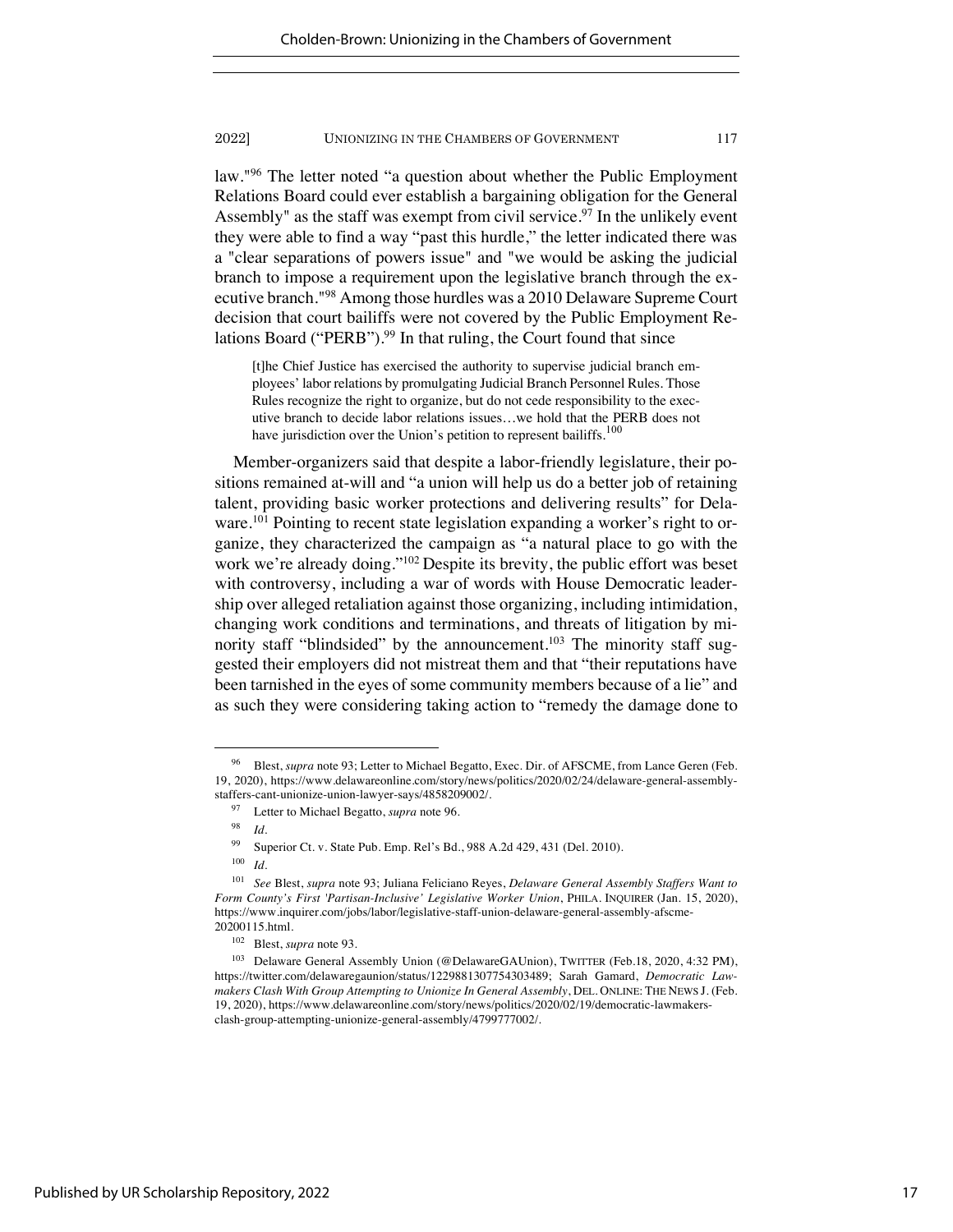law."[96] The letter noted "a question about whether the Public Employment Relations Board could ever establish a bargaining obligation for the General Assembly" as the staff was exempt from civil service.[97] In the unlikely event they were able to find a way "past this hurdle," the letter indicated there was a "clear separations of powers issue" and "we would be asking the judicial branch to impose a requirement upon the legislative branch through the executive branch."[98] Among those hurdles was a 2010 Delaware Supreme Court decision that court bailiffs were not covered by the Public Employment Relations Board ("PERB").[99] In that ruling, the Court found that since

> [t]he Chief Justice has exercised the authority to supervise judicial branch employees' labor relations by promulgating Judicial Branch Personnel Rules. Those Rules recognize the right to organize, but do not cede responsibility to the executive branch to decide labor relations issues…we hold that the PERB does not have jurisdiction over the Union's petition to represent bailiffs.[100]

Member-organizers said that despite a labor-friendly legislature, their positions remained at-will and "a union will help us do a better job of retaining talent, providing basic worker protections and delivering results" for Delaware.[101] Pointing to recent state legislation expanding a worker's right to organize, they characterized the campaign as "a natural place to go with the work we're already doing."[102] Despite its brevity, the public effort was beset with controversy, including a war of words with House Democratic leadership over alleged retaliation against those organizing, including intimidation, changing work conditions and terminations, and threats of litigation by minority staff "blindsided" by the announcement.[103] The minority staff suggested their employers did not mistreat them and that "their reputations have been tarnished in the eyes of some community members because of a lie" and as such they were considering taking action to "remedy the damage done to

---

[96] Blest, *supra* note 93; Letter to Michael Begatto, Exec. Dir. of AFSCME, from Lance Geren (Feb. 19, 2020), https://www.delawareonline.com/story/news/politics/2020/02/24/delaware-general-assembly-staffers-cant-unionize-union-lawyer-says/4858209002/.

[97] Letter to Michael Begatto, *supra* note 96.

[98] *Id.*

[99] Superior Ct. v. State Pub. Emp. Rel's Bd., 988 A.2d 429, 431 (Del. 2010).

[100] *Id.*

[101] *See* Blest, *supra* note 93; Juliana Feliciano Reyes, *Delaware General Assembly Staffers Want to Form County's First 'Partisan-Inclusive' Legislative Worker Union*, PHILA. INQUIRER (Jan. 15, 2020), https://www.inquirer.com/jobs/labor/legislative-staff-union-delaware-general-assembly-afscme-20200115.html.

[102] Blest, *supra* note 93.

[103] Delaware General Assembly Union (@DelawareGAUnion), TWITTER (Feb.18, 2020, 4:32 PM), https://twitter.com/delawaregaunion/status/1229881307754303489; Sarah Gamard, *Democratic Lawmakers Clash With Group Attempting to Unionize In General Assembly*, DEL. ONLINE: THE NEWS J. (Feb. 19, 2020), https://www.delawareonline.com/story/news/politics/2020/02/19/democratic-lawmakers-clash-group-attempting-unionize-general-assembly/4799777002/.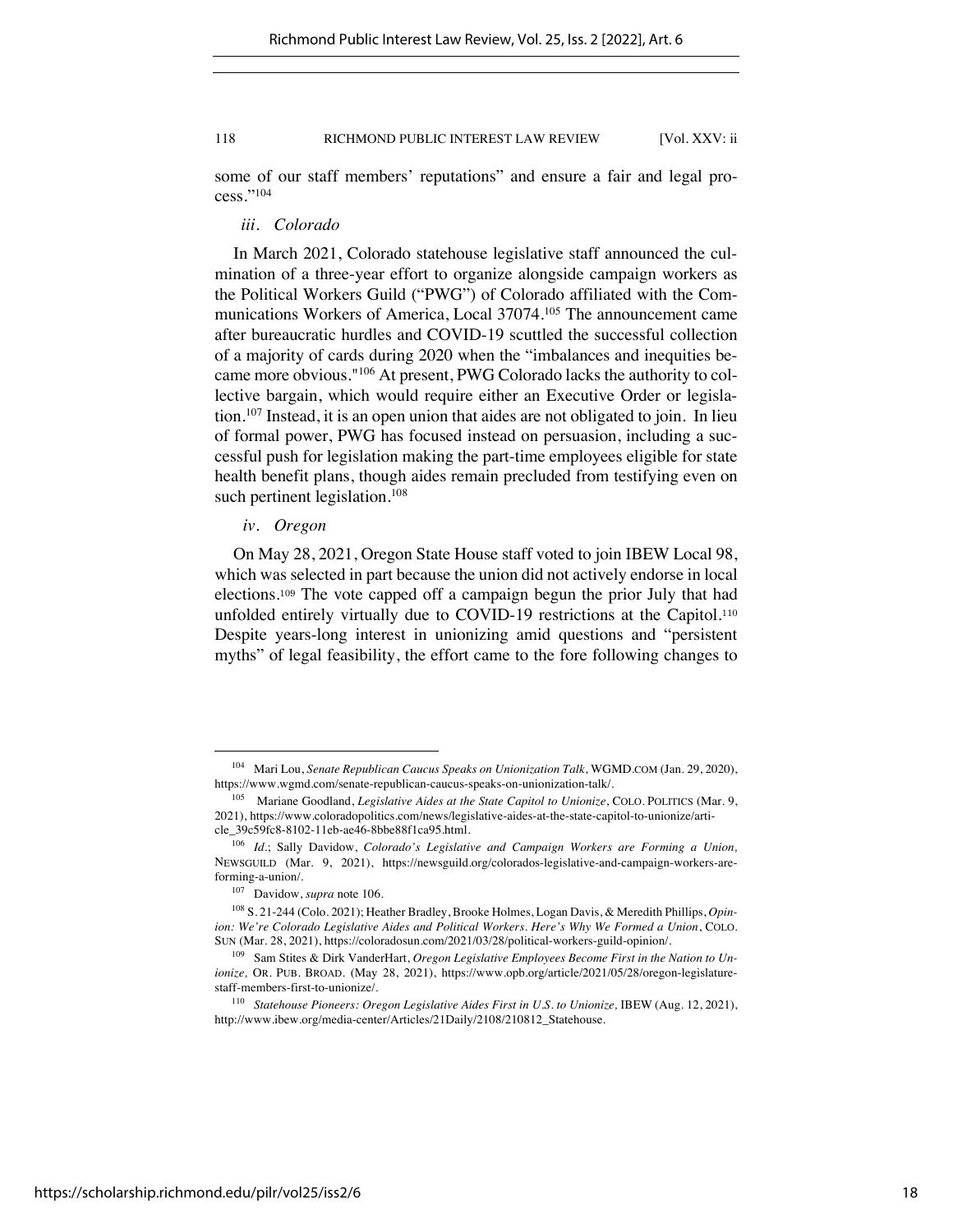some of our staff members' reputations" and ensure a fair and legal process."[104]

### *iii. Colorado*

In March 2021, Colorado statehouse legislative staff announced the culmination of a three-year effort to organize alongside campaign workers as the Political Workers Guild ("PWG") of Colorado affiliated with the Communications Workers of America, Local 37074.[105] The announcement came after bureaucratic hurdles and COVID-19 scuttled the successful collection of a majority of cards during 2020 when the "imbalances and inequities became more obvious."[106] At present, PWG Colorado lacks the authority to collective bargain, which would require either an Executive Order or legislation.[107] Instead, it is an open union that aides are not obligated to join. In lieu of formal power, PWG has focused instead on persuasion, including a successful push for legislation making the part-time employees eligible for state health benefit plans, though aides remain precluded from testifying even on such pertinent legislation.[108]

### *iv. Oregon*

On May 28, 2021, Oregon State House staff voted to join IBEW Local 98, which was selected in part because the union did not actively endorse in local elections.[109] The vote capped off a campaign begun the prior July that had unfolded entirely virtually due to COVID-19 restrictions at the Capitol.[110] Despite years-long interest in unionizing amid questions and "persistent myths" of legal feasibility, the effort came to the fore following changes to

---

[104] Mari Lou, *Senate Republican Caucus Speaks on Unionization Talk*, WGMD.COM (Jan. 29, 2020), https://www.wgmd.com/senate-republican-caucus-speaks-on-unionization-talk/.

[105] Mariane Goodland, *Legislative Aides at the State Capitol to Unionize*, COLO. POLITICS (Mar. 9, 2021), https://www.coloradopolitics.com/news/legislative-aides-at-the-state-capitol-to-unionize/article_39c59fc8-8102-11eb-ae46-8bbe88f1ca95.html.

[106] *Id.*; Sally Davidow, *Colorado's Legislative and Campaign Workers are Forming a Union,* NEWSGUILD (Mar. 9, 2021), https://newsguild.org/colorados-legislative-and-campaign-workers-are-forming-a-union/.

[107] Davidow, *supra* note 106.

[108] S. 21-244 (Colo. 2021); Heather Bradley, Brooke Holmes, Logan Davis, & Meredith Phillips, *Opinion: We're Colorado Legislative Aides and Political Workers. Here's Why We Formed a Union*, COLO. SUN (Mar. 28, 2021), https://coloradosun.com/2021/03/28/political-workers-guild-opinion/.

[109] Sam Stites & Dirk VanderHart, *Oregon Legislative Employees Become First in the Nation to Unionize,* OR. PUB. BROAD. (May 28, 2021), https://www.opb.org/article/2021/05/28/oregon-legislature-staff-members-first-to-unionize/.

[110] *Statehouse Pioneers: Oregon Legislative Aides First in U.S. to Unionize,* IBEW (Aug. 12, 2021), http://www.ibew.org/media-center/Articles/21Daily/2108/210812_Statehouse.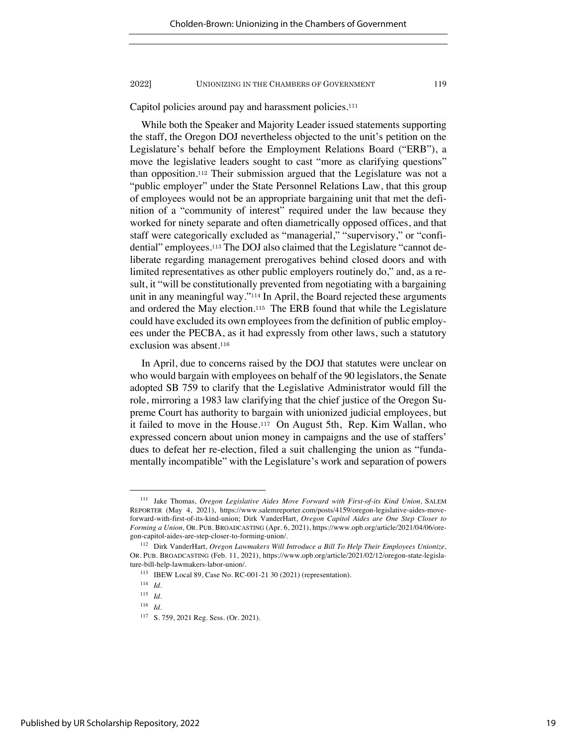Capitol policies around pay and harassment policies.[111]

While both the Speaker and Majority Leader issued statements supporting the staff, the Oregon DOJ nevertheless objected to the unit's petition on the Legislature's behalf before the Employment Relations Board ("ERB"), a move the legislative leaders sought to cast "more as clarifying questions" than opposition.[112] Their submission argued that the Legislature was not a "public employer" under the State Personnel Relations Law, that this group of employees would not be an appropriate bargaining unit that met the definition of a "community of interest" required under the law because they worked for ninety separate and often diametrically opposed offices, and that staff were categorically excluded as "managerial," "supervisory," or "confidential" employees.[113] The DOJ also claimed that the Legislature "cannot deliberate regarding management prerogatives behind closed doors and with limited representatives as other public employers routinely do," and, as a result, it "will be constitutionally prevented from negotiating with a bargaining unit in any meaningful way."[114] In April, the Board rejected these arguments and ordered the May election.[115] The ERB found that while the Legislature could have excluded its own employees from the definition of public employees under the PECBA, as it had expressly from other laws, such a statutory exclusion was absent.[116]

In April, due to concerns raised by the DOJ that statutes were unclear on who would bargain with employees on behalf of the 90 legislators, the Senate adopted SB 759 to clarify that the Legislative Administrator would fill the role, mirroring a 1983 law clarifying that the chief justice of the Oregon Supreme Court has authority to bargain with unionized judicial employees, but it failed to move in the House.[117] On August 5th, Rep. Kim Wallan, who expressed concern about union money in campaigns and the use of staffers' dues to defeat her re-election, filed a suit challenging the union as "fundamentally incompatible" with the Legislature's work and separation of powers

---

[111] Jake Thomas, *Oregon Legislative Aides Move Forward with First-of-its Kind Union,* SALEM REPORTER (May 4, 2021), https://www.salemreporter.com/posts/4159/oregon-legislative-aides-move-forward-with-first-of-its-kind-union; Dirk VanderHart, *Oregon Capitol Aides are One Step Closer to Forming a Union,* OR. PUB. BROADCASTING (Apr. 6, 2021), https://www.opb.org/article/2021/04/06/oregon-capitol-aides-are-step-closer-to-forming-union/.

[112] Dirk VanderHart, *Oregon Lawmakers Will Introduce a Bill To Help Their Employees Unionize,* OR. PUB. BROADCASTING (Feb. 11, 2021), https://www.opb.org/article/2021/02/12/oregon-state-legislature-bill-help-lawmakers-labor-union/.

[113] IBEW Local 89, Case No. RC-001-21 30 (2021) (representation).

[114] *Id.*

[115] *Id.*

[116] *Id.*

[117] S. 759, 2021 Reg. Sess. (Or. 2021).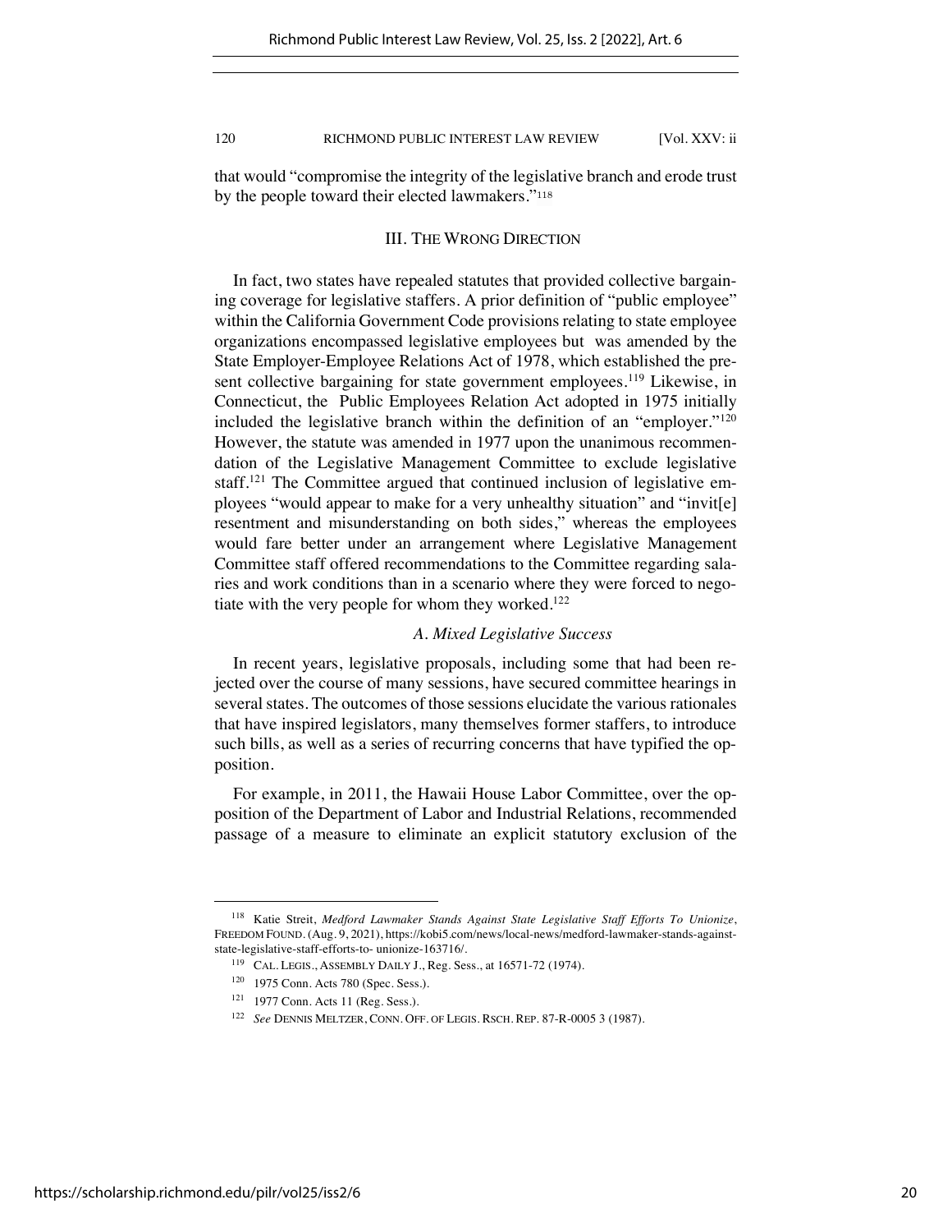that would "compromise the integrity of the legislative branch and erode trust by the people toward their elected lawmakers."[118]

## III. The Wrong Direction

In fact, two states have repealed statutes that provided collective bargaining coverage for legislative staffers. A prior definition of "public employee" within the California Government Code provisions relating to state employee organizations encompassed legislative employees but was amended by the State Employer-Employee Relations Act of 1978, which established the present collective bargaining for state government employees.[119] Likewise, in Connecticut, the Public Employees Relation Act adopted in 1975 initially included the legislative branch within the definition of an "employer."[120] However, the statute was amended in 1977 upon the unanimous recommendation of the Legislative Management Committee to exclude legislative staff.[121] The Committee argued that continued inclusion of legislative employees "would appear to make for a very unhealthy situation" and "invit[e] resentment and misunderstanding on both sides," whereas the employees would fare better under an arrangement where Legislative Management Committee staff offered recommendations to the Committee regarding salaries and work conditions than in a scenario where they were forced to negotiate with the very people for whom they worked.[122]

### *A. Mixed Legislative Success*

In recent years, legislative proposals, including some that had been rejected over the course of many sessions, have secured committee hearings in several states. The outcomes of those sessions elucidate the various rationales that have inspired legislators, many themselves former staffers, to introduce such bills, as well as a series of recurring concerns that have typified the opposition.

For example, in 2011, the Hawaii House Labor Committee, over the opposition of the Department of Labor and Industrial Relations, recommended passage of a measure to eliminate an explicit statutory exclusion of the

---

[118] Katie Streit, *Medford Lawmaker Stands Against State Legislative Staff Efforts To Unionize*, FREEDOM FOUND. (Aug. 9, 2021), https://kobi5.com/news/local-news/medford-lawmaker-stands-against-state-legislative-staff-efforts-to- unionize-163716/.

[119] CAL. LEGIS., ASSEMBLY DAILY J., Reg. Sess., at 16571-72 (1974).

[120] 1975 Conn. Acts 780 (Spec. Sess.).

[121] 1977 Conn. Acts 11 (Reg. Sess.).

[122] *See* DENNIS MELTZER, CONN. OFF. OF LEGIS. RSCH. REP. 87-R-0005 3 (1987).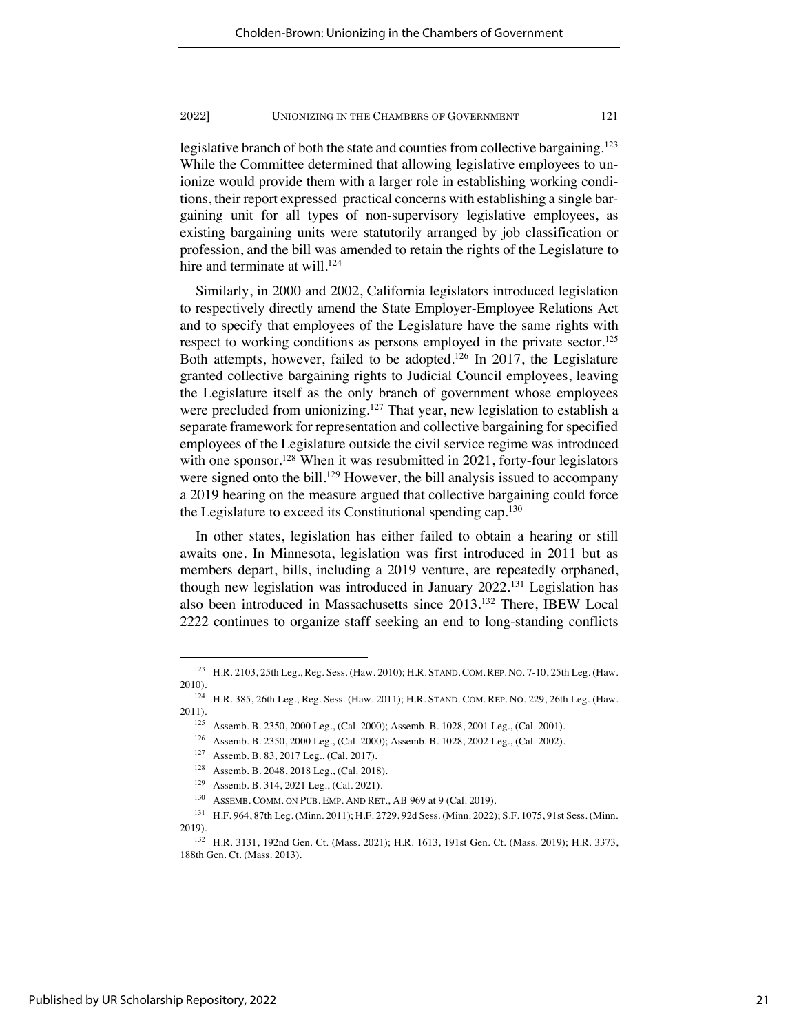legislative branch of both the state and counties from collective bargaining.[123] While the Committee determined that allowing legislative employees to unionize would provide them with a larger role in establishing working conditions, their report expressed practical concerns with establishing a single bargaining unit for all types of non-supervisory legislative employees, as existing bargaining units were statutorily arranged by job classification or profession, and the bill was amended to retain the rights of the Legislature to hire and terminate at will.[124]

Similarly, in 2000 and 2002, California legislators introduced legislation to respectively directly amend the State Employer-Employee Relations Act and to specify that employees of the Legislature have the same rights with respect to working conditions as persons employed in the private sector.[125] Both attempts, however, failed to be adopted.[126] In 2017, the Legislature granted collective bargaining rights to Judicial Council employees, leaving the Legislature itself as the only branch of government whose employees were precluded from unionizing.[127] That year, new legislation to establish a separate framework for representation and collective bargaining for specified employees of the Legislature outside the civil service regime was introduced with one sponsor.[128] When it was resubmitted in 2021, forty-four legislators were signed onto the bill.[129] However, the bill analysis issued to accompany a 2019 hearing on the measure argued that collective bargaining could force the Legislature to exceed its Constitutional spending cap.[130]

In other states, legislation has either failed to obtain a hearing or still awaits one. In Minnesota, legislation was first introduced in 2011 but as members depart, bills, including a 2019 venture, are repeatedly orphaned, though new legislation was introduced in January 2022.[131] Legislation has also been introduced in Massachusetts since 2013.[132] There, IBEW Local 2222 continues to organize staff seeking an end to long-standing conflicts

---

[123] H.R. 2103, 25th Leg., Reg. Sess. (Haw. 2010); H.R. STAND. COM. REP. NO. 7-10, 25th Leg. (Haw. 2010).

[124] H.R. 385, 26th Leg., Reg. Sess. (Haw. 2011); H.R. STAND. COM. REP. NO. 229, 26th Leg. (Haw. 2011).

[125] Assemb. B. 2350, 2000 Leg., (Cal. 2000); Assemb. B. 1028, 2001 Leg., (Cal. 2001).

[126] Assemb. B. 2350, 2000 Leg., (Cal. 2000); Assemb. B. 1028, 2002 Leg., (Cal. 2002).

[127] Assemb. B. 83, 2017 Leg., (Cal. 2017).

[128] Assemb. B. 2048, 2018 Leg., (Cal. 2018).

[129] Assemb. B. 314, 2021 Leg., (Cal. 2021).

[130] ASSEMB. COMM. ON PUB. EMP. AND RET., AB 969 at 9 (Cal. 2019).

[131] H.F. 964, 87th Leg. (Minn. 2011); H.F. 2729, 92d Sess. (Minn. 2022); S.F. 1075, 91st Sess. (Minn. 2019).

[132] H.R. 3131, 192nd Gen. Ct. (Mass. 2021); H.R. 1613, 191st Gen. Ct. (Mass. 2019); H.R. 3373, 188th Gen. Ct. (Mass. 2013).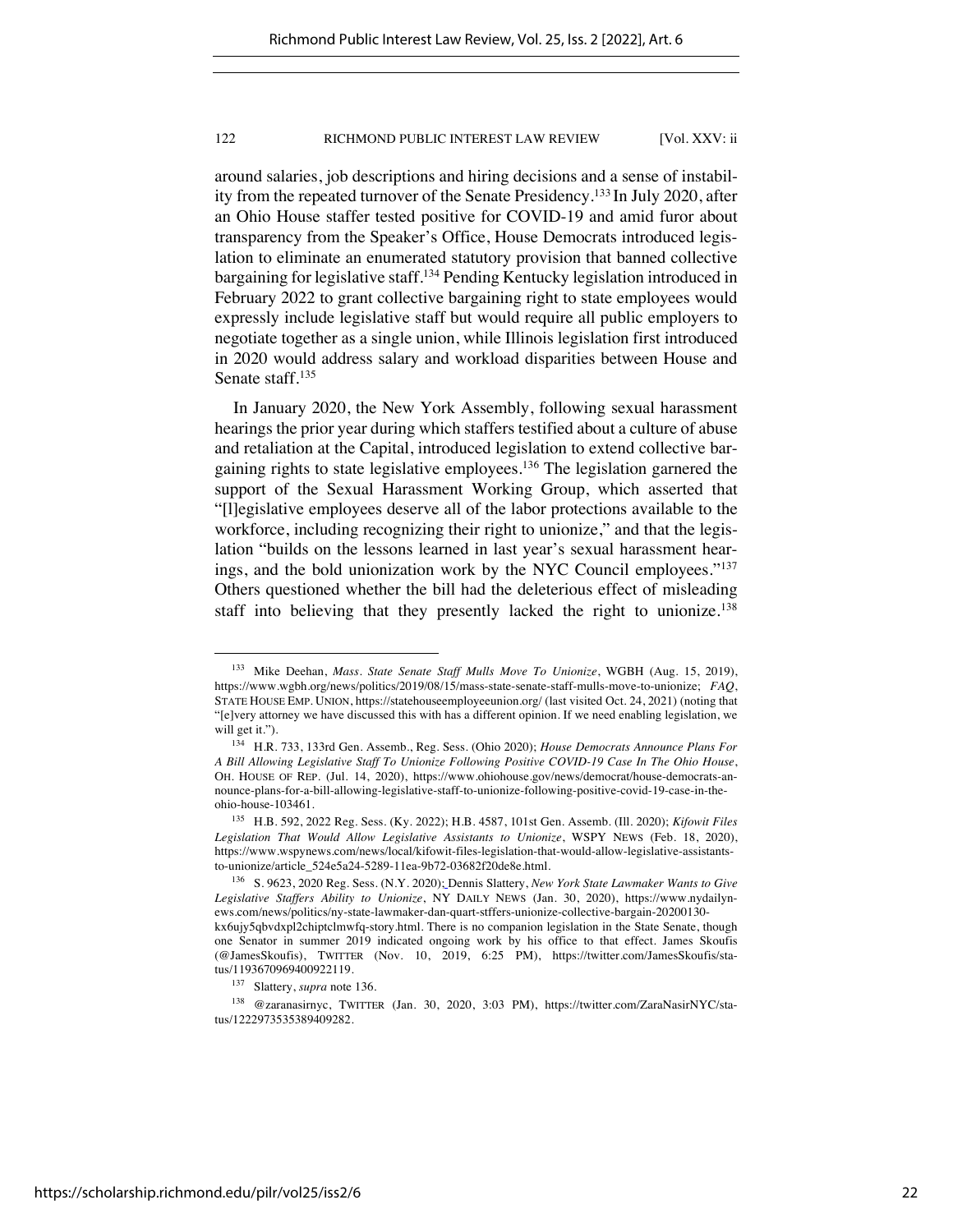around salaries, job descriptions and hiring decisions and a sense of instability from the repeated turnover of the Senate Presidency.[133] In July 2020, after an Ohio House staffer tested positive for COVID-19 and amid furor about transparency from the Speaker's Office, House Democrats introduced legislation to eliminate an enumerated statutory provision that banned collective bargaining for legislative staff.[134] Pending Kentucky legislation introduced in February 2022 to grant collective bargaining right to state employees would expressly include legislative staff but would require all public employers to negotiate together as a single union, while Illinois legislation first introduced in 2020 would address salary and workload disparities between House and Senate staff.[135]

In January 2020, the New York Assembly, following sexual harassment hearings the prior year during which staffers testified about a culture of abuse and retaliation at the Capital, introduced legislation to extend collective bargaining rights to state legislative employees.[136] The legislation garnered the support of the Sexual Harassment Working Group, which asserted that "[l]egislative employees deserve all of the labor protections available to the workforce, including recognizing their right to unionize," and that the legislation "builds on the lessons learned in last year's sexual harassment hearings, and the bold unionization work by the NYC Council employees."[137] Others questioned whether the bill had the deleterious effect of misleading staff into believing that they presently lacked the right to unionize.[138]

---

[133] Mike Deehan, *Mass. State Senate Staff Mulls Move To Unionize*, WGBH (Aug. 15, 2019), https://www.wgbh.org/news/politics/2019/08/15/mass-state-senate-staff-mulls-move-to-unionize; *FAQ*, STATE HOUSE EMP. UNION, https://statehouseemployeeunion.org/ (last visited Oct. 24, 2021) (noting that "[e]very attorney we have discussed this with has a different opinion. If we need enabling legislation, we will get it.").

[134] H.R. 733, 133rd Gen. Assemb., Reg. Sess. (Ohio 2020); *House Democrats Announce Plans For A Bill Allowing Legislative Staff To Unionize Following Positive COVID-19 Case In The Ohio House*, OH. HOUSE OF REP. (Jul. 14, 2020), https://www.ohiohouse.gov/news/democrat/house-democrats-announce-plans-for-a-bill-allowing-legislative-staff-to-unionize-following-positive-covid-19-case-in-the-ohio-house-103461.

[135] H.B. 592, 2022 Reg. Sess. (Ky. 2022); H.B. 4587, 101st Gen. Assemb. (Ill. 2020); *Kifowit Files Legislation That Would Allow Legislative Assistants to Unionize*, WSPY NEWS (Feb. 18, 2020), https://www.wspynews.com/news/local/kifowit-files-legislation-that-would-allow-legislative-assistants-to-unionize/article_524e5a24-5289-11ea-9b72-03682f20de8e.html.

[136] S. 9623, 2020 Reg. Sess. (N.Y. 2020); Dennis Slattery, *New York State Lawmaker Wants to Give Legislative Staffers Ability to Unionize*, NY DAILY NEWS (Jan. 30, 2020), https://www.nydailynews.com/news/politics/ny-state-lawmaker-dan-quart-stffers-unionize-collective-bargain-20200130-kx6ujy5qbvdxpl2chiptclmwfq-story.html. There is no companion legislation in the State Senate, though one Senator in summer 2019 indicated ongoing work by his office to that effect. James Skoufis (@JamesSkoufis), TWITTER (Nov. 10, 2019, 6:25 PM), https://twitter.com/JamesSkoufis/status/1193670969400922119.

[137] Slattery, *supra* note 136.

[138] @zaranasirnyc, TWITTER (Jan. 30, 2020, 3:03 PM), https://twitter.com/ZaraNasirNYC/status/1222973535389409282.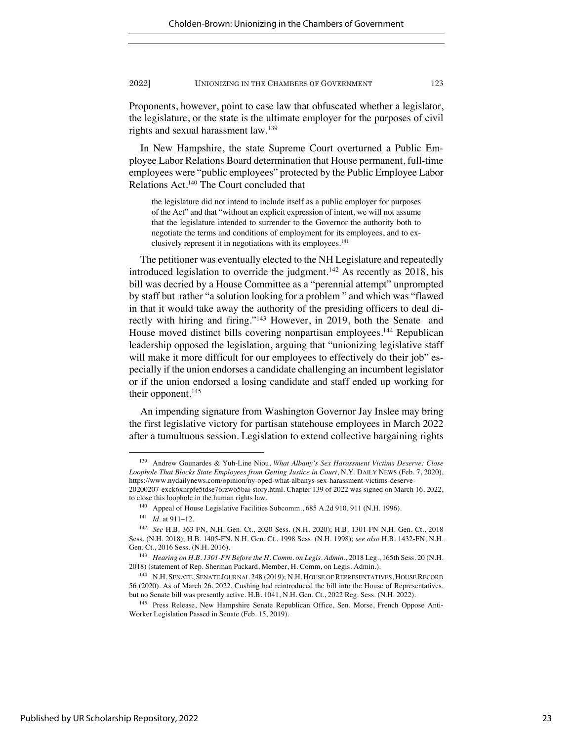Proponents, however, point to case law that obfuscated whether a legislator, the legislature, or the state is the ultimate employer for the purposes of civil rights and sexual harassment law.[139]

In New Hampshire, the state Supreme Court overturned a Public Employee Labor Relations Board determination that House permanent, full-time employees were "public employees" protected by the Public Employee Labor Relations Act.[140] The Court concluded that

> the legislature did not intend to include itself as a public employer for purposes of the Act" and that "without an explicit expression of intent, we will not assume that the legislature intended to surrender to the Governor the authority both to negotiate the terms and conditions of employment for its employees, and to exclusively represent it in negotiations with its employees.[141]

The petitioner was eventually elected to the NH Legislature and repeatedly introduced legislation to override the judgment.[142] As recently as 2018, his bill was decried by a House Committee as a "perennial attempt" unprompted by staff but rather "a solution looking for a problem " and which was "flawed in that it would take away the authority of the presiding officers to deal directly with hiring and firing."[143] However, in 2019, both the Senate and House moved distinct bills covering nonpartisan employees.[144] Republican leadership opposed the legislation, arguing that "unionizing legislative staff will make it more difficult for our employees to effectively do their job" especially if the union endorses a candidate challenging an incumbent legislator or if the union endorsed a losing candidate and staff ended up working for their opponent.[145]

An impending signature from Washington Governor Jay Inslee may bring the first legislative victory for partisan statehouse employees in March 2022 after a tumultuous session. Legislation to extend collective bargaining rights

---

[139] Andrew Gounardes & Yuh-Line Niou, *What Albany's Sex Harassment Victims Deserve: Close Loophole That Blocks State Employees from Getting Justice in Court*, N.Y. DAILY NEWS (Feb. 7, 2020), https://www.nydailynews.com/opinion/ny-oped-what-albanys-sex-harassment-victims-deserve-20200207-exck6xhrpfe5tdse76rzwo5bai-story.html. Chapter 139 of 2022 was signed on March 16, 2022, to close this loophole in the human rights law.

[140] Appeal of House Legislative Facilities Subcomm., 685 A.2d 910, 911 (N.H. 1996).

[141] *Id.* at 911–12.

[142] *See* H.B. 363-FN, N.H. Gen. Ct., 2020 Sess. (N.H. 2020); H.B. 1301-FN N.H. Gen. Ct., 2018 Sess. (N.H. 2018); H.B. 1405-FN, N.H. Gen. Ct., 1998 Sess. (N.H. 1998); *see also* H.B. 1432-FN, N.H. Gen. Ct., 2016 Sess. (N.H. 2016).

[143] *Hearing on H.B. 1301-FN Before the H. Comm. on Legis. Admin.*, 2018 Leg., 165th Sess. 20 (N.H. 2018) (statement of Rep. Sherman Packard, Member, H. Comm, on Legis. Admin.).

[144] N.H. SENATE, SENATE JOURNAL 248 (2019); N.H. HOUSE OF REPRESENTATIVES, HOUSE RECORD 56 (2020). As of March 26, 2022, Cushing had reintroduced the bill into the House of Representatives, but no Senate bill was presently active. H.B. 1041, N.H. Gen. Ct., 2022 Reg. Sess. (N.H. 2022).

[145] Press Release, New Hampshire Senate Republican Office, Sen. Morse, French Oppose Anti-Worker Legislation Passed in Senate (Feb. 15, 2019).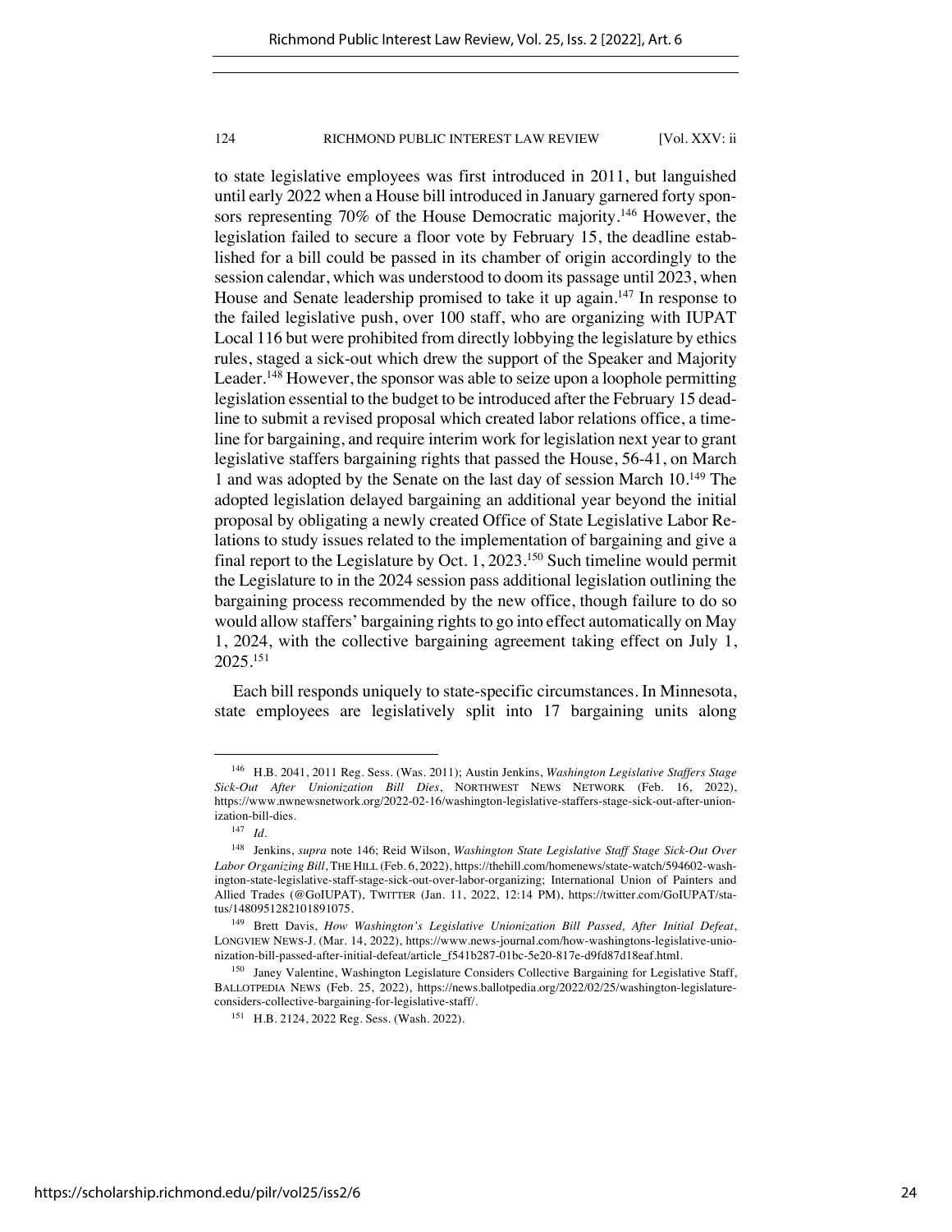to state legislative employees was first introduced in 2011, but languished until early 2022 when a House bill introduced in January garnered forty sponsors representing 70% of the House Democratic majority.[146] However, the legislation failed to secure a floor vote by February 15, the deadline established for a bill could be passed in its chamber of origin accordingly to the session calendar, which was understood to doom its passage until 2023, when House and Senate leadership promised to take it up again.[147] In response to the failed legislative push, over 100 staff, who are organizing with IUPAT Local 116 but were prohibited from directly lobbying the legislature by ethics rules, staged a sick-out which drew the support of the Speaker and Majority Leader.[148] However, the sponsor was able to seize upon a loophole permitting legislation essential to the budget to be introduced after the February 15 deadline to submit a revised proposal which created labor relations office, a timeline for bargaining, and require interim work for legislation next year to grant legislative staffers bargaining rights that passed the House, 56-41, on March 1 and was adopted by the Senate on the last day of session March 10.[149] The adopted legislation delayed bargaining an additional year beyond the initial proposal by obligating a newly created Office of State Legislative Labor Relations to study issues related to the implementation of bargaining and give a final report to the Legislature by Oct. 1, 2023.[150] Such timeline would permit the Legislature to in the 2024 session pass additional legislation outlining the bargaining process recommended by the new office, though failure to do so would allow staffers' bargaining rights to go into effect automatically on May 1, 2024, with the collective bargaining agreement taking effect on July 1, 2025.[151]

Each bill responds uniquely to state-specific circumstances. In Minnesota, state employees are legislatively split into 17 bargaining units along

---

[146] H.B. 2041, 2011 Reg. Sess. (Was. 2011); Austin Jenkins, *Washington Legislative Staffers Stage Sick-Out After Unionization Bill Dies*, NORTHWEST NEWS NETWORK (Feb. 16, 2022), https://www.nwnewsnetwork.org/2022-02-16/washington-legislative-staffers-stage-sick-out-after-unionization-bill-dies.

[147] *Id.*

[148] Jenkins, *supra* note 146; Reid Wilson, *Washington State Legislative Staff Stage Sick-Out Over Labor Organizing Bill*, THE HILL (Feb. 6, 2022), https://thehill.com/homenews/state-watch/594602-washington-state-legislative-staff-stage-sick-out-over-labor-organizing; International Union of Painters and Allied Trades (@GoIUPAT), TWITTER (Jan. 11, 2022, 12:14 PM), https://twitter.com/GoIUPAT/status/1480951282101891075.

[149] Brett Davis, *How Washington's Legislative Unionization Bill Passed, After Initial Defeat*, LONGVIEW NEWS-J. (Mar. 14, 2022), https://www.news-journal.com/how-washingtons-legislative-unionization-bill-passed-after-initial-defeat/article_f541b287-01bc-5e20-817e-d9fd87d18eaf.html.

[150] Janey Valentine, Washington Legislature Considers Collective Bargaining for Legislative Staff, BALLOTPEDIA NEWS (Feb. 25, 2022), https://news.ballotpedia.org/2022/02/25/washington-legislature-considers-collective-bargaining-for-legislative-staff/.

[151] H.B. 2124, 2022 Reg. Sess. (Wash. 2022).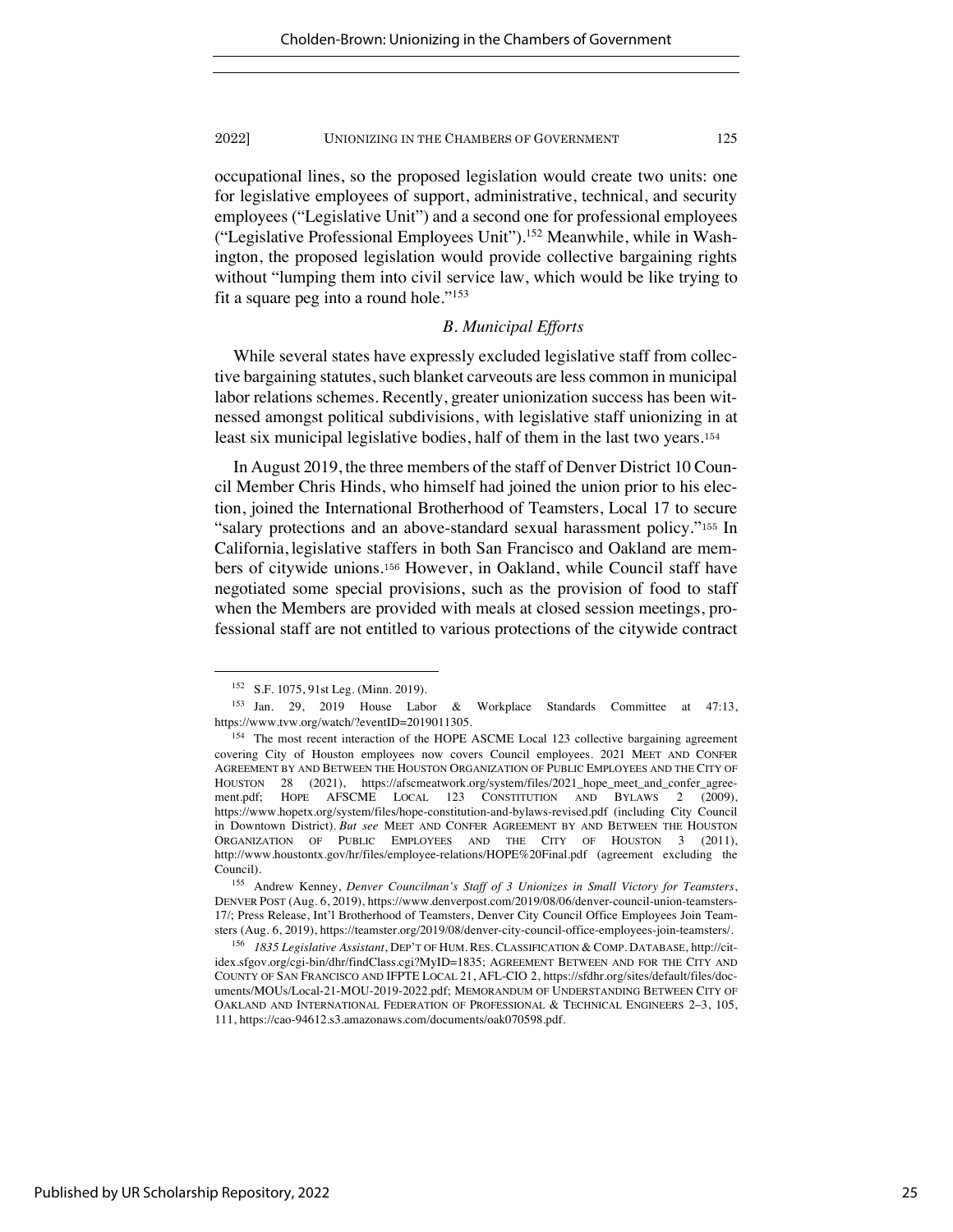occupational lines, so the proposed legislation would create two units: one for legislative employees of support, administrative, technical, and security employees ("Legislative Unit") and a second one for professional employees ("Legislative Professional Employees Unit").[152] Meanwhile, while in Washington, the proposed legislation would provide collective bargaining rights without "lumping them into civil service law, which would be like trying to fit a square peg into a round hole."[153]

### *B. Municipal Efforts*

While several states have expressly excluded legislative staff from collective bargaining statutes, such blanket carveouts are less common in municipal labor relations schemes. Recently, greater unionization success has been witnessed amongst political subdivisions, with legislative staff unionizing in at least six municipal legislative bodies, half of them in the last two years.[154]

In August 2019, the three members of the staff of Denver District 10 Council Member Chris Hinds, who himself had joined the union prior to his election, joined the International Brotherhood of Teamsters, Local 17 to secure "salary protections and an above-standard sexual harassment policy."[155] In California, legislative staffers in both San Francisco and Oakland are members of citywide unions.[156] However, in Oakland, while Council staff have negotiated some special provisions, such as the provision of food to staff when the Members are provided with meals at closed session meetings, professional staff are not entitled to various protections of the citywide contract

---

[152] S.F. 1075, 91st Leg. (Minn. 2019).

[153] Jan. 29, 2019 House Labor & Workplace Standards Committee at 47:13, https://www.tvw.org/watch/?eventID=2019011305.

[154] The most recent interaction of the HOPE ASCME Local 123 collective bargaining agreement covering City of Houston employees now covers Council employees. 2021 MEET AND CONFER AGREEMENT BY AND BETWEEN THE HOUSTON ORGANIZATION OF PUBLIC EMPLOYEES AND THE CITY OF HOUSTON 28 (2021), https://afscmeatwork.org/system/files/2021_hope_meet_and_confer_agreement.pdf; HOPE AFSCME LOCAL 123 CONSTITUTION AND BYLAWS 2 (2009), https://www.hopetx.org/system/files/hope-constitution-and-bylaws-revised.pdf (including City Council in Downtown District). *But see* MEET AND CONFER AGREEMENT BY AND BETWEEN THE HOUSTON ORGANIZATION OF PUBLIC EMPLOYEES AND THE CITY OF HOUSTON 3 (2011), http://www.houstontx.gov/hr/files/employee-relations/HOPE%20Final.pdf (agreement excluding the Council).

[155] Andrew Kenney, *Denver Councilman's Staff of 3 Unionizes in Small Victory for Teamsters*, DENVER POST (Aug. 6, 2019), https://www.denverpost.com/2019/08/06/denver-council-union-teamsters-17/; Press Release, Int'l Brotherhood of Teamsters, Denver City Council Office Employees Join Teamsters (Aug. 6, 2019), https://teamster.org/2019/08/denver-city-council-office-employees-join-teamsters/.

[156] *1835 Legislative Assistant*, DEP'T OF HUM. RES. CLASSIFICATION & COMP. DATABASE, http://citidex.sfgov.org/cgi-bin/dhr/findClass.cgi?MyID=1835; AGREEMENT BETWEEN AND FOR THE CITY AND COUNTY OF SAN FRANCISCO AND IFPTE LOCAL 21, AFL-CIO 2, https://sfdhr.org/sites/default/files/documents/MOUs/Local-21-MOU-2019-2022.pdf; MEMORANDUM OF UNDERSTANDING BETWEEN CITY OF OAKLAND AND INTERNATIONAL FEDERATION OF PROFESSIONAL & TECHNICAL ENGINEERS 2–3, 105, 111, https://cao-94612.s3.amazonaws.com/documents/oak070598.pdf.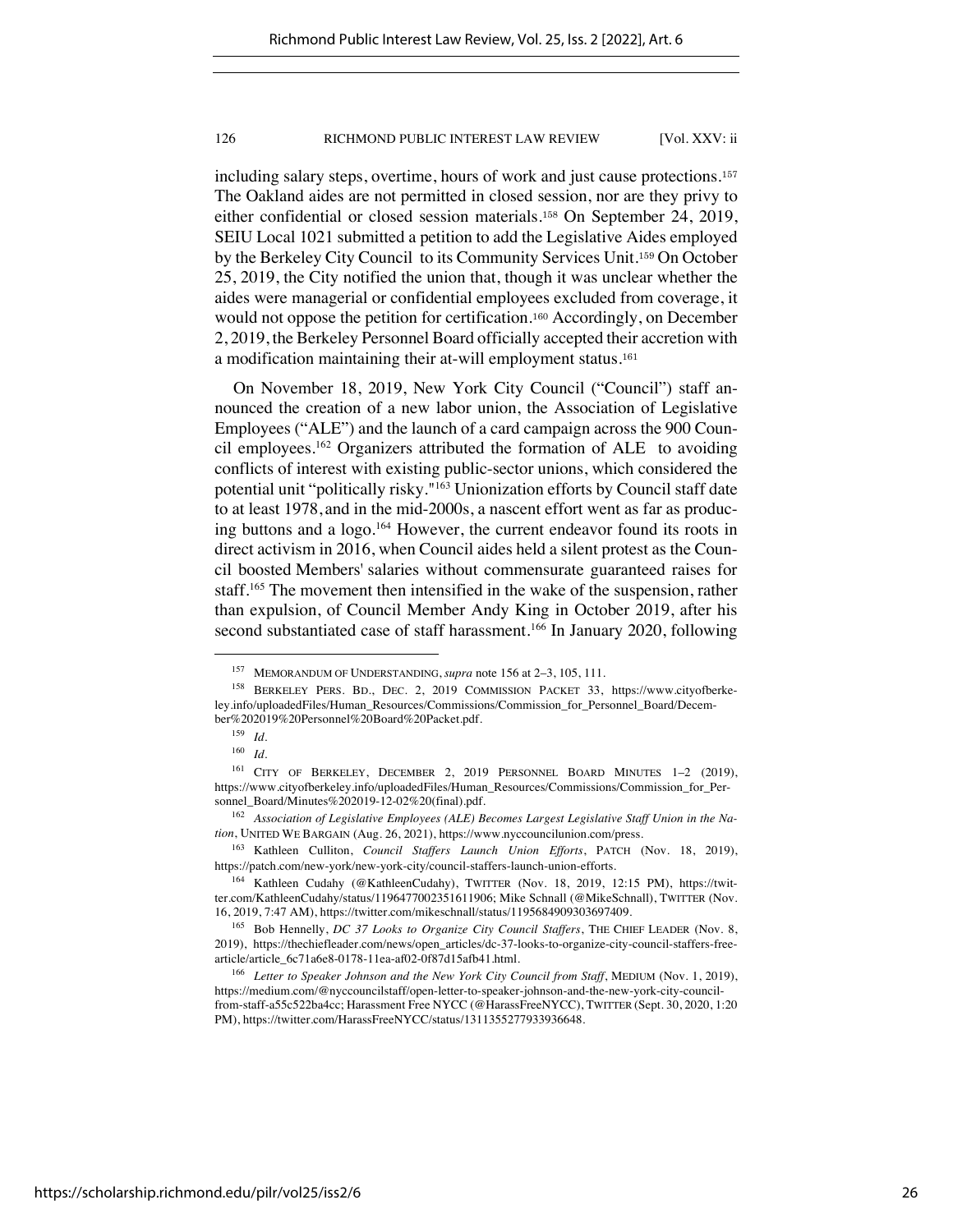including salary steps, overtime, hours of work and just cause protections.[157] The Oakland aides are not permitted in closed session, nor are they privy to either confidential or closed session materials.[158] On September 24, 2019, SEIU Local 1021 submitted a petition to add the Legislative Aides employed by the Berkeley City Council to its Community Services Unit.[159] On October 25, 2019, the City notified the union that, though it was unclear whether the aides were managerial or confidential employees excluded from coverage, it would not oppose the petition for certification.[160] Accordingly, on December 2, 2019, the Berkeley Personnel Board officially accepted their accretion with a modification maintaining their at-will employment status.[161]

On November 18, 2019, New York City Council ("Council") staff announced the creation of a new labor union, the Association of Legislative Employees ("ALE") and the launch of a card campaign across the 900 Council employees.[162] Organizers attributed the formation of ALE to avoiding conflicts of interest with existing public-sector unions, which considered the potential unit "politically risky."[163] Unionization efforts by Council staff date to at least 1978, and in the mid-2000s, a nascent effort went as far as producing buttons and a logo.[164] However, the current endeavor found its roots in direct activism in 2016, when Council aides held a silent protest as the Council boosted Members' salaries without commensurate guaranteed raises for staff.[165] The movement then intensified in the wake of the suspension, rather than expulsion, of Council Member Andy King in October 2019, after his second substantiated case of staff harassment.[166] In January 2020, following

---

[157] MEMORANDUM OF UNDERSTANDING, *supra* note 156 at 2–3, 105, 111.

[158] BERKELEY PERS. BD., DEC. 2, 2019 COMMISSION PACKET 33, https://www.cityofberkeley.info/uploadedFiles/Human_Resources/Commissions/Commission_for_Personnel_Board/December%202019%20Personnel%20Board%20Packet.pdf.

[159] *Id.*

[160] *Id.*

[161] CITY OF BERKELEY, DECEMBER 2, 2019 PERSONNEL BOARD MINUTES 1–2 (2019), https://www.cityofberkeley.info/uploadedFiles/Human_Resources/Commissions/Commission_for_Personnel_Board/Minutes%202019-12-02%20(final).pdf.

[162] *Association of Legislative Employees (ALE) Becomes Largest Legislative Staff Union in the Nation*, UNITED WE BARGAIN (Aug. 26, 2021), https://www.nyccouncilunion.com/press.

[163] Kathleen Culliton, *Council Staffers Launch Union Efforts*, PATCH (Nov. 18, 2019), https://patch.com/new-york/new-york-city/council-staffers-launch-union-efforts.

[164] Kathleen Cudahy (@KathleenCudahy), TWITTER (Nov. 18, 2019, 12:15 PM), https://twitter.com/KathleenCudahy/status/1196477002351611906; Mike Schnall (@MikeSchnall), TWITTER (Nov. 16, 2019, 7:47 AM), https://twitter.com/mikeschnall/status/1195684909303697409.

[165] Bob Hennelly, *DC 37 Looks to Organize City Council Staffers*, THE CHIEF LEADER (Nov. 8, 2019), https://thechiefleader.com/news/open_articles/dc-37-looks-to-organize-city-council-staffers-free-article/article_6c71a6e8-0178-11ea-af02-0f87d15afb41.html.

[166] *Letter to Speaker Johnson and the New York City Council from Staff*, MEDIUM (Nov. 1, 2019), https://medium.com/@nyccouncilstaff/open-letter-to-speaker-johnson-and-the-new-york-city-council-from-staff-a55c522ba4cc; Harassment Free NYCC (@HarassFreeNYCC), TWITTER (Sept. 30, 2020, 1:20 PM), https://twitter.com/HarassFreeNYCC/status/1311355277933936648.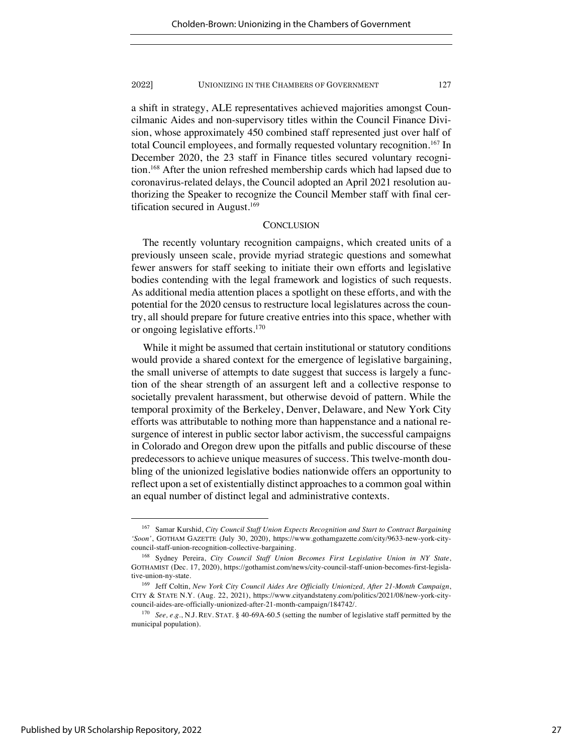a shift in strategy, ALE representatives achieved majorities amongst Councilmanic Aides and non-supervisory titles within the Council Finance Division, whose approximately 450 combined staff represented just over half of total Council employees, and formally requested voluntary recognition.[167] In December 2020, the 23 staff in Finance titles secured voluntary recognition.[168] After the union refreshed membership cards which had lapsed due to coronavirus-related delays, the Council adopted an April 2021 resolution authorizing the Speaker to recognize the Council Member staff with final certification secured in August.[169]

## CONCLUSION

The recently voluntary recognition campaigns, which created units of a previously unseen scale, provide myriad strategic questions and somewhat fewer answers for staff seeking to initiate their own efforts and legislative bodies contending with the legal framework and logistics of such requests. As additional media attention places a spotlight on these efforts, and with the potential for the 2020 census to restructure local legislatures across the country, all should prepare for future creative entries into this space, whether with or ongoing legislative efforts.[170]

While it might be assumed that certain institutional or statutory conditions would provide a shared context for the emergence of legislative bargaining, the small universe of attempts to date suggest that success is largely a function of the shear strength of an assurgent left and a collective response to societally prevalent harassment, but otherwise devoid of pattern. While the temporal proximity of the Berkeley, Denver, Delaware, and New York City efforts was attributable to nothing more than happenstance and a national resurgence of interest in public sector labor activism, the successful campaigns in Colorado and Oregon drew upon the pitfalls and public discourse of these predecessors to achieve unique measures of success. This twelve-month doubling of the unionized legislative bodies nationwide offers an opportunity to reflect upon a set of existentially distinct approaches to a common goal within an equal number of distinct legal and administrative contexts.

---

[167] Samar Kurshid, *City Council Staff Union Expects Recognition and Start to Contract Bargaining 'Soon'*, GOTHAM GAZETTE (July 30, 2020), https://www.gothamgazette.com/city/9633-new-york-city-council-staff-union-recognition-collective-bargaining.

[168] Sydney Pereira, *City Council Staff Union Becomes First Legislative Union in NY State*, GOTHAMIST (Dec. 17, 2020), https://gothamist.com/news/city-council-staff-union-becomes-first-legislative-union-ny-state.

[169] Jeff Coltin, *New York City Council Aides Are Officially Unionized, After 21-Month Campaign*, CITY & STATE N.Y. (Aug. 22, 2021), https://www.cityandstateny.com/politics/2021/08/new-york-city-council-aides-are-officially-unionized-after-21-month-campaign/184742/.

[170] *See, e.g.*, N.J. REV. STAT. § 40-69A-60.5 (setting the number of legislative staff permitted by the municipal population).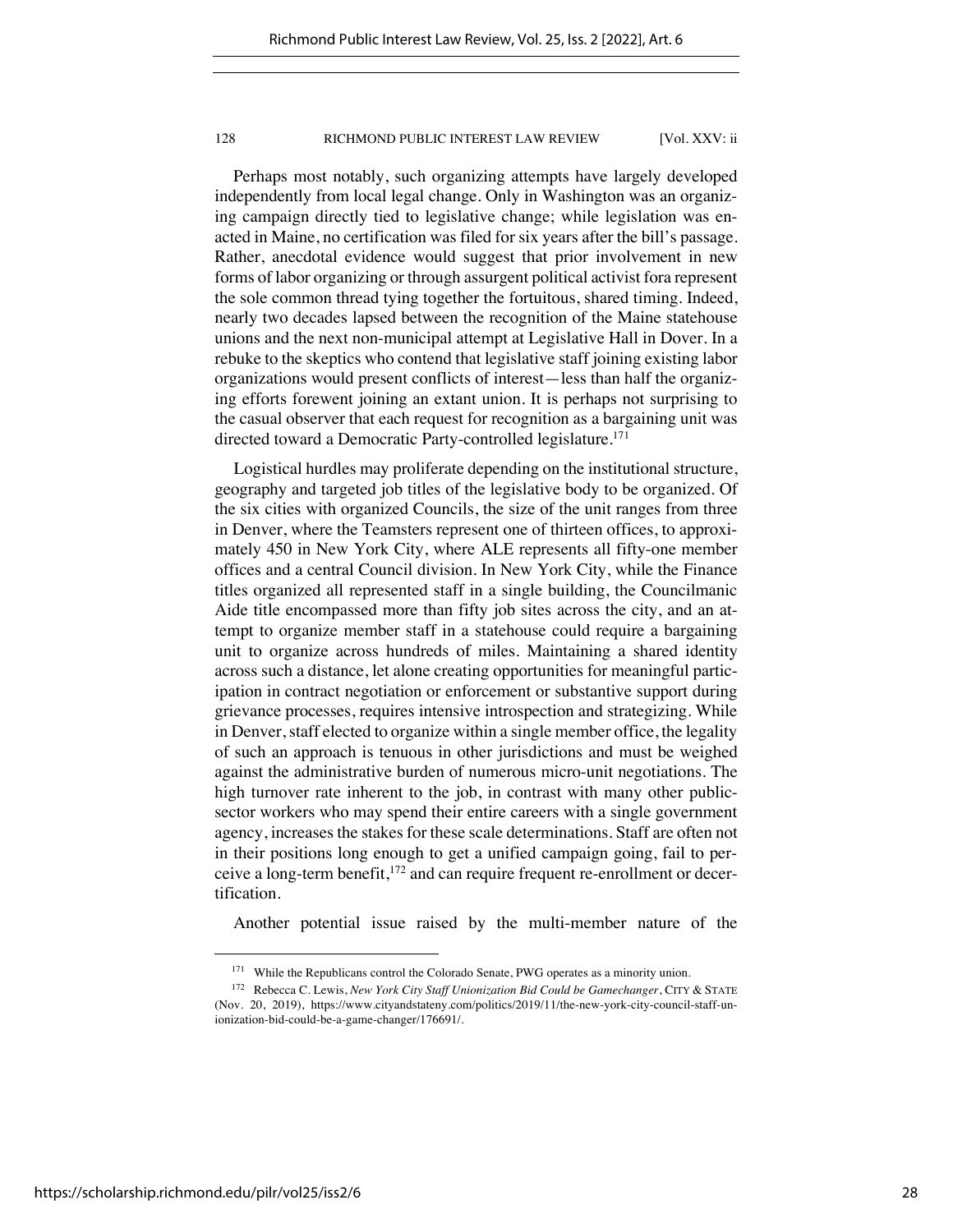Perhaps most notably, such organizing attempts have largely developed independently from local legal change. Only in Washington was an organizing campaign directly tied to legislative change; while legislation was enacted in Maine, no certification was filed for six years after the bill's passage. Rather, anecdotal evidence would suggest that prior involvement in new forms of labor organizing or through assurgent political activist fora represent the sole common thread tying together the fortuitous, shared timing. Indeed, nearly two decades lapsed between the recognition of the Maine statehouse unions and the next non-municipal attempt at Legislative Hall in Dover. In a rebuke to the skeptics who contend that legislative staff joining existing labor organizations would present conflicts of interest—less than half the organizing efforts forewent joining an extant union. It is perhaps not surprising to the casual observer that each request for recognition as a bargaining unit was directed toward a Democratic Party-controlled legislature.[171]

Logistical hurdles may proliferate depending on the institutional structure, geography and targeted job titles of the legislative body to be organized. Of the six cities with organized Councils, the size of the unit ranges from three in Denver, where the Teamsters represent one of thirteen offices, to approximately 450 in New York City, where ALE represents all fifty-one member offices and a central Council division. In New York City, while the Finance titles organized all represented staff in a single building, the Councilmanic Aide title encompassed more than fifty job sites across the city, and an attempt to organize member staff in a statehouse could require a bargaining unit to organize across hundreds of miles. Maintaining a shared identity across such a distance, let alone creating opportunities for meaningful participation in contract negotiation or enforcement or substantive support during grievance processes, requires intensive introspection and strategizing. While in Denver, staff elected to organize within a single member office, the legality of such an approach is tenuous in other jurisdictions and must be weighed against the administrative burden of numerous micro-unit negotiations. The high turnover rate inherent to the job, in contrast with many other public-sector workers who may spend their entire careers with a single government agency, increases the stakes for these scale determinations. Staff are often not in their positions long enough to get a unified campaign going, fail to perceive a long-term benefit,[172] and can require frequent re-enrollment or decertification.

Another potential issue raised by the multi-member nature of the

[171] While the Republicans control the Colorado Senate, PWG operates as a minority union.

[172] Rebecca C. Lewis, *New York City Staff Unionization Bid Could be Gamechanger*, CITY & STATE (Nov. 20, 2019), https://www.cityandstateny.com/politics/2019/11/the-new-york-city-council-staff-unionization-bid-could-be-a-game-changer/176691/.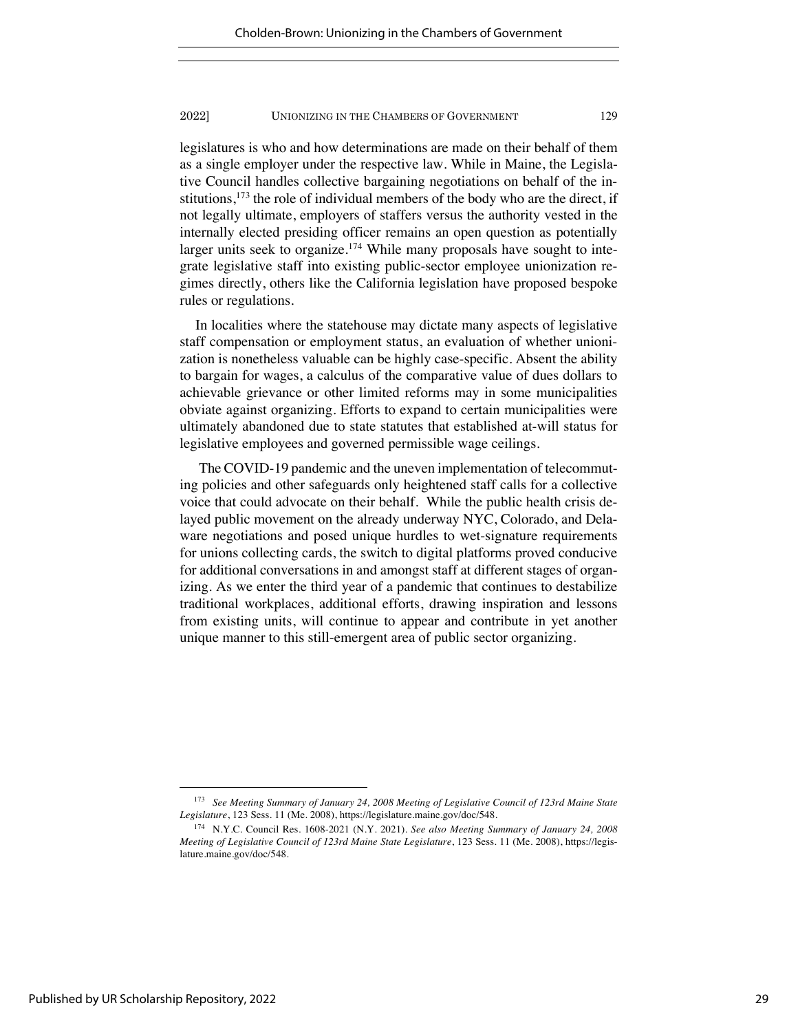legislatures is who and how determinations are made on their behalf of them as a single employer under the respective law. While in Maine, the Legislative Council handles collective bargaining negotiations on behalf of the institutions,[173] the role of individual members of the body who are the direct, if not legally ultimate, employers of staffers versus the authority vested in the internally elected presiding officer remains an open question as potentially larger units seek to organize.[174] While many proposals have sought to integrate legislative staff into existing public-sector employee unionization regimes directly, others like the California legislation have proposed bespoke rules or regulations.

In localities where the statehouse may dictate many aspects of legislative staff compensation or employment status, an evaluation of whether unionization is nonetheless valuable can be highly case-specific. Absent the ability to bargain for wages, a calculus of the comparative value of dues dollars to achievable grievance or other limited reforms may in some municipalities obviate against organizing. Efforts to expand to certain municipalities were ultimately abandoned due to state statutes that established at-will status for legislative employees and governed permissible wage ceilings.

The COVID-19 pandemic and the uneven implementation of telecommuting policies and other safeguards only heightened staff calls for a collective voice that could advocate on their behalf. While the public health crisis delayed public movement on the already underway NYC, Colorado, and Delaware negotiations and posed unique hurdles to wet-signature requirements for unions collecting cards, the switch to digital platforms proved conducive for additional conversations in and amongst staff at different stages of organizing. As we enter the third year of a pandemic that continues to destabilize traditional workplaces, additional efforts, drawing inspiration and lessons from existing units, will continue to appear and contribute in yet another unique manner to this still-emergent area of public sector organizing.

---

[173] *See Meeting Summary of January 24, 2008 Meeting of Legislative Council of 123rd Maine State Legislature*, 123 Sess. 11 (Me. 2008), https://legislature.maine.gov/doc/548.

[174] N.Y.C. Council Res. 1608-2021 (N.Y. 2021). *See also Meeting Summary of January 24, 2008 Meeting of Legislative Council of 123rd Maine State Legislature*, 123 Sess. 11 (Me. 2008), https://legislature.maine.gov/doc/548.